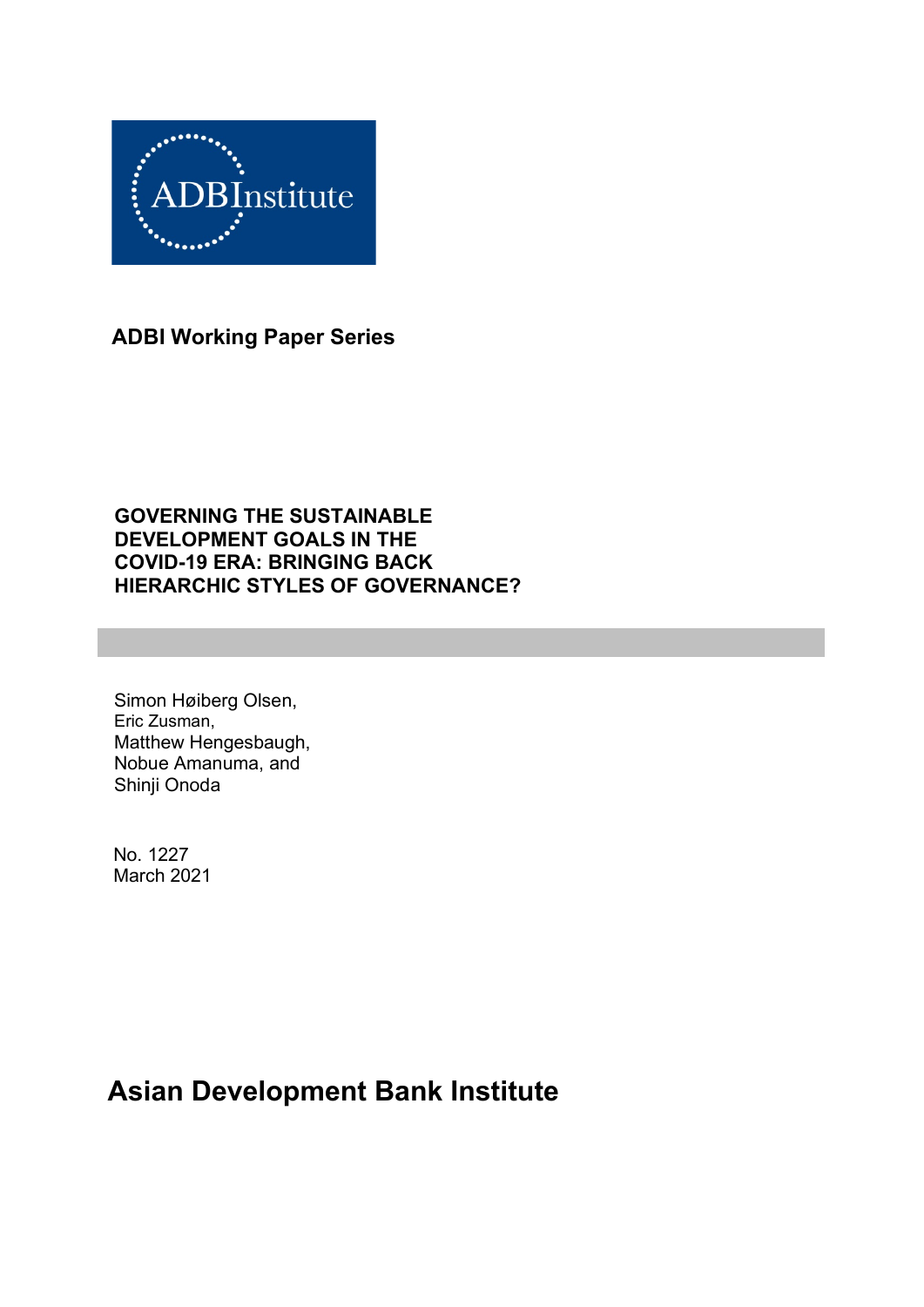ADBInstitute

**ADBI Working Paper Series**

# GOVERNING THE SUSTAINABLE DEVELOPMENT GOALS IN THE COVID-19 ERA: BRINGING BACK HIERARCHIC STYLES OF GOVERNANCE?

Simon Høiberg Olsen,
Eric Zusman,
Matthew Hengesbaugh,
Nobue Amanuma, and
Shinji Onoda

No. 1227
March 2021

**Asian Development Bank Institute**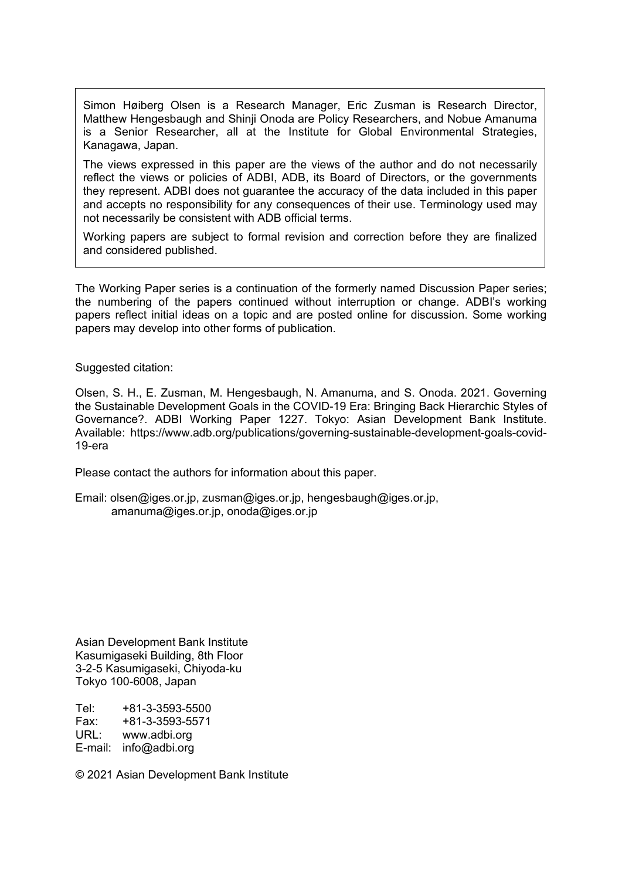Simon Høiberg Olsen is a Research Manager, Eric Zusman is Research Director, Matthew Hengesbaugh and Shinji Onoda are Policy Researchers, and Nobue Amanuma is a Senior Researcher, all at the Institute for Global Environmental Strategies, Kanagawa, Japan.

The views expressed in this paper are the views of the author and do not necessarily reflect the views or policies of ADBI, ADB, its Board of Directors, or the governments they represent. ADBI does not guarantee the accuracy of the data included in this paper and accepts no responsibility for any consequences of their use. Terminology used may not necessarily be consistent with ADB official terms.

Working papers are subject to formal revision and correction before they are finalized and considered published.

The Working Paper series is a continuation of the formerly named Discussion Paper series; the numbering of the papers continued without interruption or change. ADBI's working papers reflect initial ideas on a topic and are posted online for discussion. Some working papers may develop into other forms of publication.

Suggested citation:

Olsen, S. H., E. Zusman, M. Hengesbaugh, N. Amanuma, and S. Onoda. 2021. Governing the Sustainable Development Goals in the COVID-19 Era: Bringing Back Hierarchic Styles of Governance?. ADBI Working Paper 1227. Tokyo: Asian Development Bank Institute. Available: https://www.adb.org/publications/governing-sustainable-development-goals-covid-19-era

Please contact the authors for information about this paper.

Email: olsen@iges.or.jp, zusman@iges.or.jp, hengesbaugh@iges.or.jp, amanuma@iges.or.jp, onoda@iges.or.jp

Asian Development Bank Institute
Kasumigaseki Building, 8th Floor
3-2-5 Kasumigaseki, Chiyoda-ku
Tokyo 100-6008, Japan

Tel: +81-3-3593-5500
Fax: +81-3-3593-5571
URL: www.adbi.org
E-mail: info@adbi.org

© 2021 Asian Development Bank Institute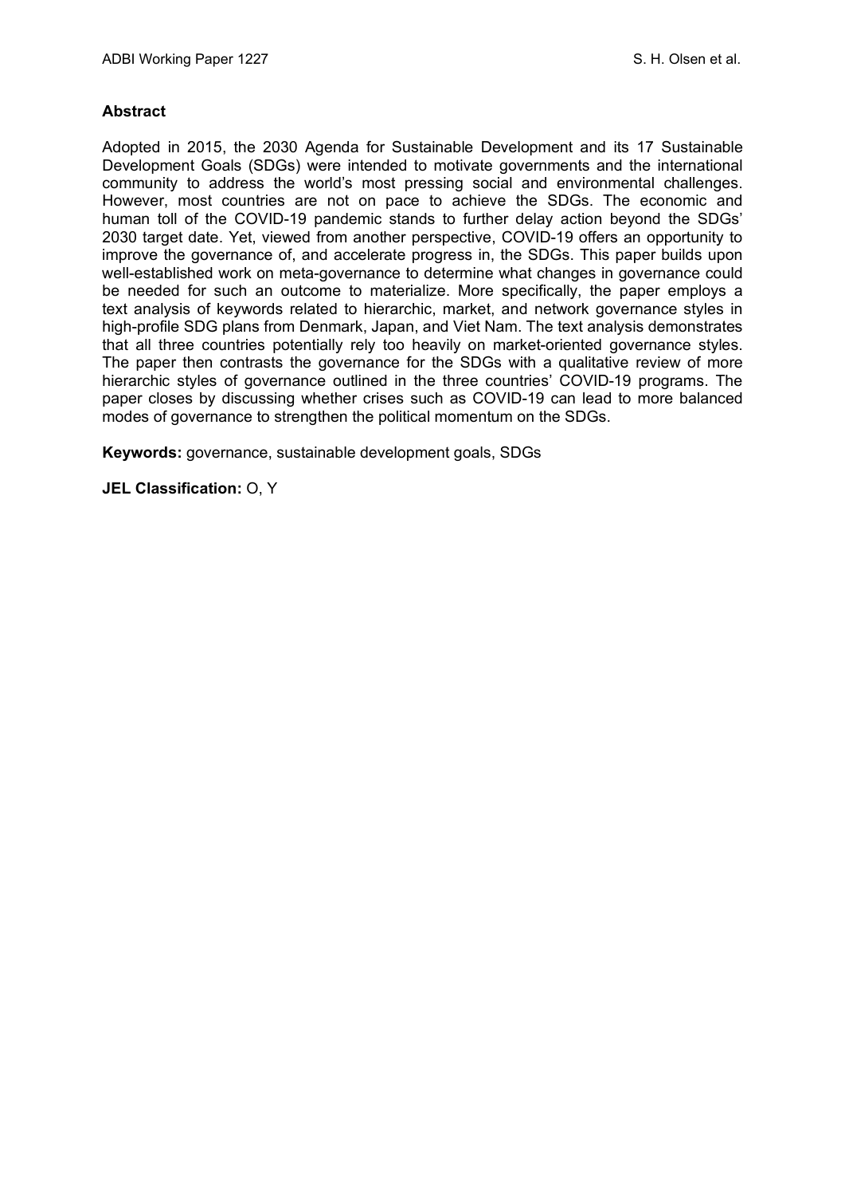## Abstract

Adopted in 2015, the 2030 Agenda for Sustainable Development and its 17 Sustainable Development Goals (SDGs) were intended to motivate governments and the international community to address the world's most pressing social and environmental challenges. However, most countries are not on pace to achieve the SDGs. The economic and human toll of the COVID-19 pandemic stands to further delay action beyond the SDGs' 2030 target date. Yet, viewed from another perspective, COVID-19 offers an opportunity to improve the governance of, and accelerate progress in, the SDGs. This paper builds upon well-established work on meta-governance to determine what changes in governance could be needed for such an outcome to materialize. More specifically, the paper employs a text analysis of keywords related to hierarchic, market, and network governance styles in high-profile SDG plans from Denmark, Japan, and Viet Nam. The text analysis demonstrates that all three countries potentially rely too heavily on market-oriented governance styles. The paper then contrasts the governance for the SDGs with a qualitative review of more hierarchic styles of governance outlined in the three countries' COVID-19 programs. The paper closes by discussing whether crises such as COVID-19 can lead to more balanced modes of governance to strengthen the political momentum on the SDGs.

**Keywords:** governance, sustainable development goals, SDGs

**JEL Classification:** O, Y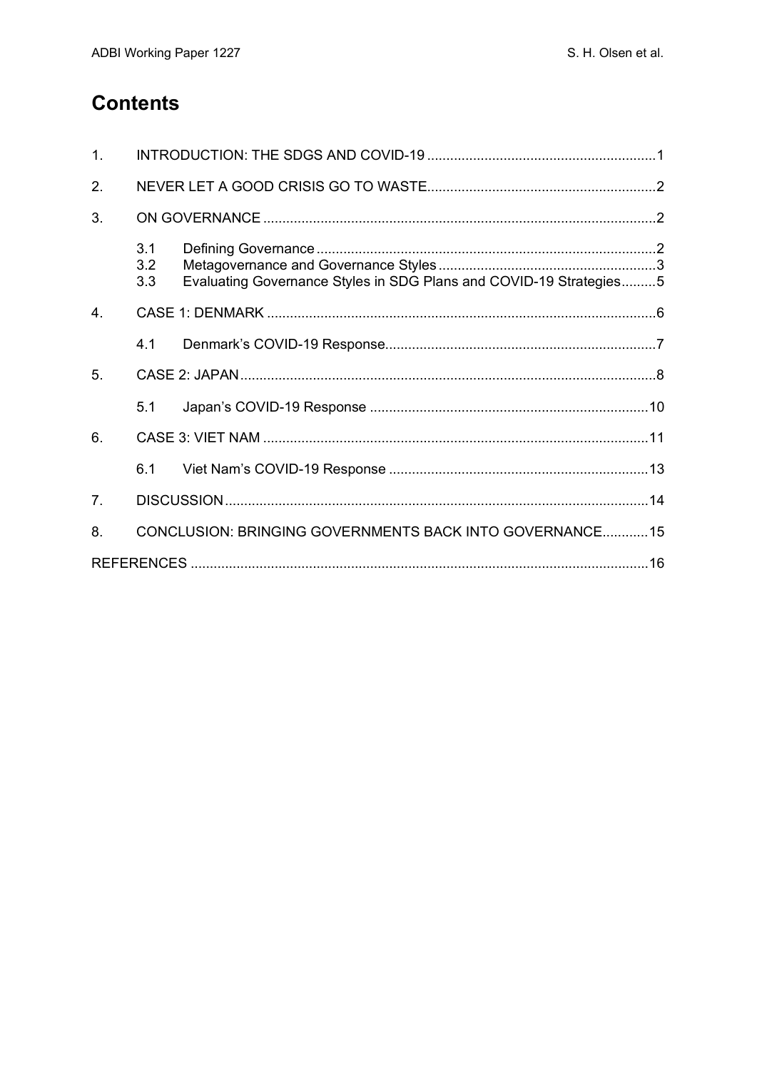## Contents

1. INTRODUCTION: THE SDGS AND COVID-19 ........................................................... 1
2. NEVER LET A GOOD CRISIS GO TO WASTE........................................................... 2
3. ON GOVERNANCE ..................................................................................................... 2
   - 3.1 Defining Governance ........................................................................................ 2
   - 3.2 Metagovernance and Governance Styles ........................................................ 3
   - 3.3 Evaluating Governance Styles in SDG Plans and COVID-19 Strategies ......... 5
4. CASE 1: DENMARK .................................................................................................... 6
   - 4.1 Denmark's COVID-19 Response...................................................................... 7
5. CASE 2: JAPAN ........................................................................................................... 8
   - 5.1 Japan's COVID-19 Response ........................................................................ 10
6. CASE 3: VIET NAM ................................................................................................... 11
   - 6.1 Viet Nam's COVID-19 Response ................................................................... 13
7. DISCUSSION ............................................................................................................. 14
8. CONCLUSION: BRINGING GOVERNMENTS BACK INTO GOVERNANCE............ 15

REFERENCES ....................................................................................................................... 16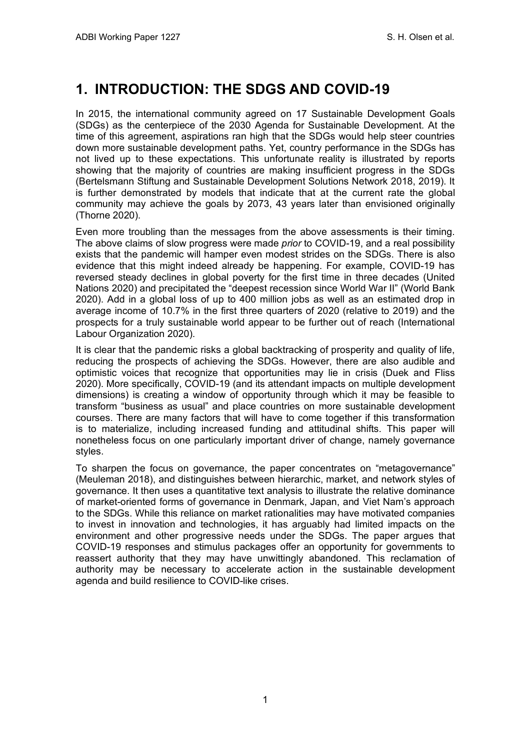# 1. INTRODUCTION: THE SDGS AND COVID-19

In 2015, the international community agreed on 17 Sustainable Development Goals (SDGs) as the centerpiece of the 2030 Agenda for Sustainable Development. At the time of this agreement, aspirations ran high that the SDGs would help steer countries down more sustainable development paths. Yet, country performance in the SDGs has not lived up to these expectations. This unfortunate reality is illustrated by reports showing that the majority of countries are making insufficient progress in the SDGs (Bertelsmann Stiftung and Sustainable Development Solutions Network 2018, 2019). It is further demonstrated by models that indicate that at the current rate the global community may achieve the goals by 2073, 43 years later than envisioned originally (Thorne 2020).

Even more troubling than the messages from the above assessments is their timing. The above claims of slow progress were made *prior* to COVID-19, and a real possibility exists that the pandemic will hamper even modest strides on the SDGs. There is also evidence that this might indeed already be happening. For example, COVID-19 has reversed steady declines in global poverty for the first time in three decades (United Nations 2020) and precipitated the "deepest recession since World War II" (World Bank 2020). Add in a global loss of up to 400 million jobs as well as an estimated drop in average income of 10.7% in the first three quarters of 2020 (relative to 2019) and the prospects for a truly sustainable world appear to be further out of reach (International Labour Organization 2020).

It is clear that the pandemic risks a global backtracking of prosperity and quality of life, reducing the prospects of achieving the SDGs. However, there are also audible and optimistic voices that recognize that opportunities may lie in crisis (Duek and Fliss 2020). More specifically, COVID-19 (and its attendant impacts on multiple development dimensions) is creating a window of opportunity through which it may be feasible to transform "business as usual" and place countries on more sustainable development courses. There are many factors that will have to come together if this transformation is to materialize, including increased funding and attitudinal shifts. This paper will nonetheless focus on one particularly important driver of change, namely governance styles.

To sharpen the focus on governance, the paper concentrates on "metagovernance" (Meuleman 2018), and distinguishes between hierarchic, market, and network styles of governance. It then uses a quantitative text analysis to illustrate the relative dominance of market-oriented forms of governance in Denmark, Japan, and Viet Nam's approach to the SDGs. While this reliance on market rationalities may have motivated companies to invest in innovation and technologies, it has arguably had limited impacts on the environment and other progressive needs under the SDGs. The paper argues that COVID-19 responses and stimulus packages offer an opportunity for governments to reassert authority that they may have unwittingly abandoned. This reclamation of authority may be necessary to accelerate action in the sustainable development agenda and build resilience to COVID-like crises.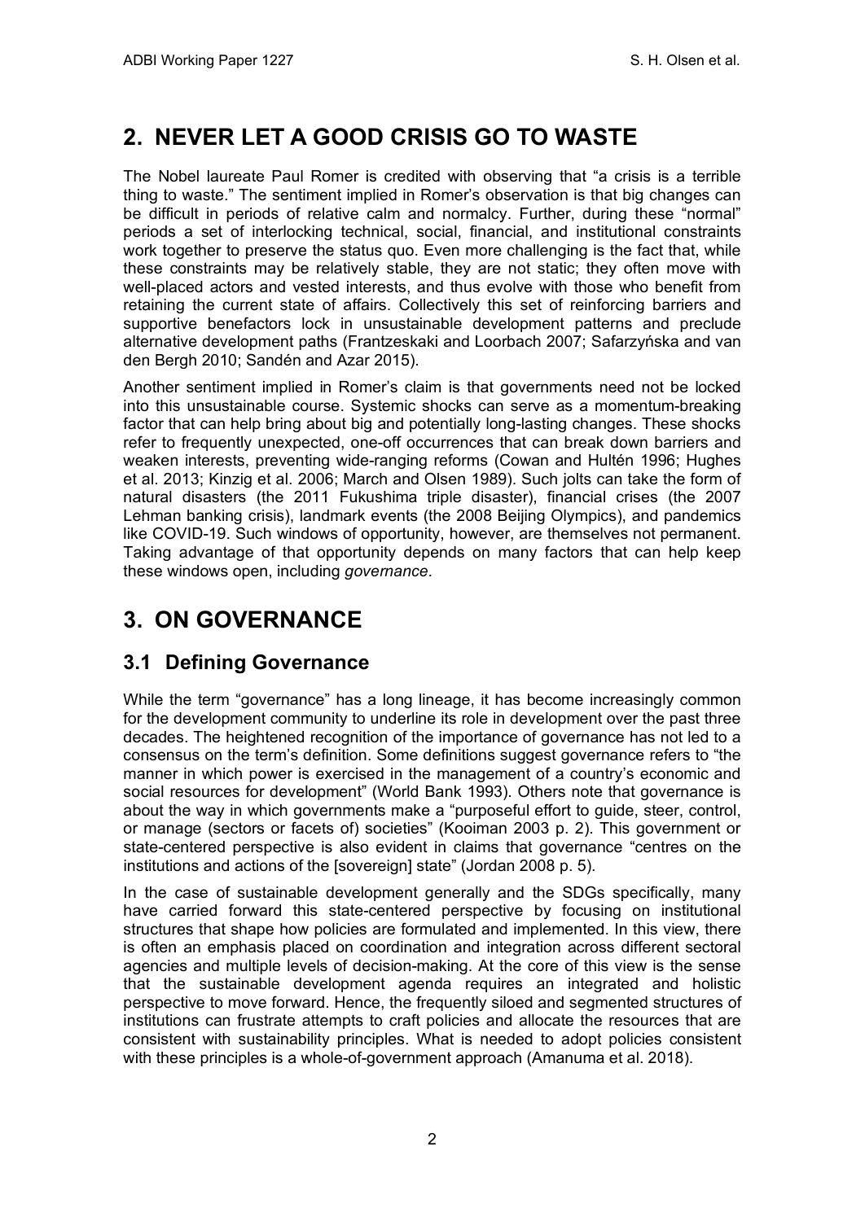## 2. NEVER LET A GOOD CRISIS GO TO WASTE

The Nobel laureate Paul Romer is credited with observing that "a crisis is a terrible thing to waste." The sentiment implied in Romer's observation is that big changes can be difficult in periods of relative calm and normalcy. Further, during these "normal" periods a set of interlocking technical, social, financial, and institutional constraints work together to preserve the status quo. Even more challenging is the fact that, while these constraints may be relatively stable, they are not static; they often move with well-placed actors and vested interests, and thus evolve with those who benefit from retaining the current state of affairs. Collectively this set of reinforcing barriers and supportive benefactors lock in unsustainable development patterns and preclude alternative development paths (Frantzeskaki and Loorbach 2007; Safarzyńska and van den Bergh 2010; Sandén and Azar 2015).

Another sentiment implied in Romer's claim is that governments need not be locked into this unsustainable course. Systemic shocks can serve as a momentum-breaking factor that can help bring about big and potentially long-lasting changes. These shocks refer to frequently unexpected, one-off occurrences that can break down barriers and weaken interests, preventing wide-ranging reforms (Cowan and Hultén 1996; Hughes et al. 2013; Kinzig et al. 2006; March and Olsen 1989). Such jolts can take the form of natural disasters (the 2011 Fukushima triple disaster), financial crises (the 2007 Lehman banking crisis), landmark events (the 2008 Beijing Olympics), and pandemics like COVID-19. Such windows of opportunity, however, are themselves not permanent. Taking advantage of that opportunity depends on many factors that can help keep these windows open, including *governance*.

## 3. ON GOVERNANCE

### 3.1 Defining Governance

While the term "governance" has a long lineage, it has become increasingly common for the development community to underline its role in development over the past three decades. The heightened recognition of the importance of governance has not led to a consensus on the term's definition. Some definitions suggest governance refers to "the manner in which power is exercised in the management of a country's economic and social resources for development" (World Bank 1993). Others note that governance is about the way in which governments make a "purposeful effort to guide, steer, control, or manage (sectors or facets of) societies" (Kooiman 2003 p. 2). This government or state-centered perspective is also evident in claims that governance "centres on the institutions and actions of the [sovereign] state" (Jordan 2008 p. 5).

In the case of sustainable development generally and the SDGs specifically, many have carried forward this state-centered perspective by focusing on institutional structures that shape how policies are formulated and implemented. In this view, there is often an emphasis placed on coordination and integration across different sectoral agencies and multiple levels of decision-making. At the core of this view is the sense that the sustainable development agenda requires an integrated and holistic perspective to move forward. Hence, the frequently siloed and segmented structures of institutions can frustrate attempts to craft policies and allocate the resources that are consistent with sustainability principles. What is needed to adopt policies consistent with these principles is a whole-of-government approach (Amanuma et al. 2018).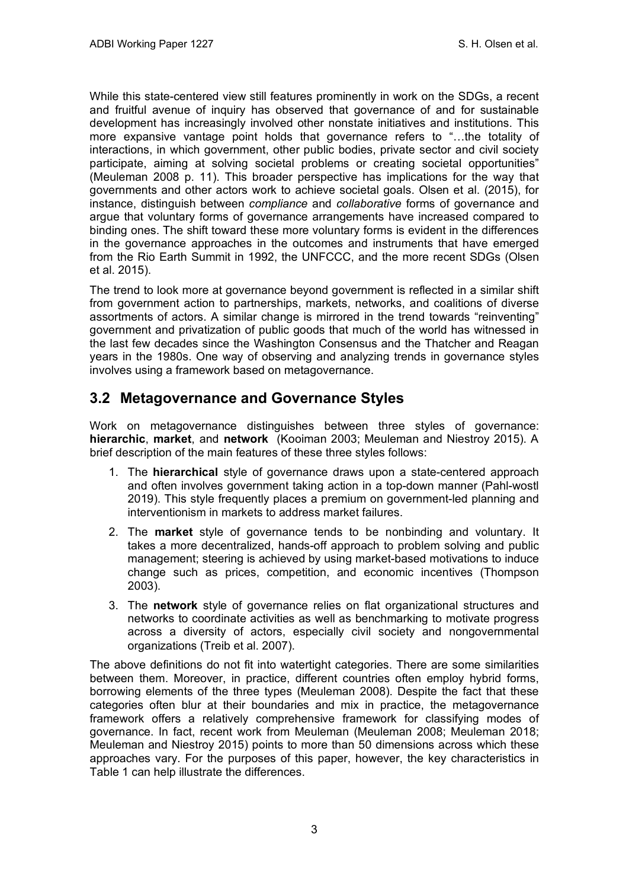While this state-centered view still features prominently in work on the SDGs, a recent and fruitful avenue of inquiry has observed that governance of and for sustainable development has increasingly involved other nonstate initiatives and institutions. This more expansive vantage point holds that governance refers to "…the totality of interactions, in which government, other public bodies, private sector and civil society participate, aiming at solving societal problems or creating societal opportunities" (Meuleman 2008 p. 11). This broader perspective has implications for the way that governments and other actors work to achieve societal goals. Olsen et al. (2015), for instance, distinguish between *compliance* and *collaborative* forms of governance and argue that voluntary forms of governance arrangements have increased compared to binding ones. The shift toward these more voluntary forms is evident in the differences in the governance approaches in the outcomes and instruments that have emerged from the Rio Earth Summit in 1992, the UNFCCC, and the more recent SDGs (Olsen et al. 2015).

The trend to look more at governance beyond government is reflected in a similar shift from government action to partnerships, markets, networks, and coalitions of diverse assortments of actors. A similar change is mirrored in the trend towards "reinventing" government and privatization of public goods that much of the world has witnessed in the last few decades since the Washington Consensus and the Thatcher and Reagan years in the 1980s. One way of observing and analyzing trends in governance styles involves using a framework based on metagovernance.

## 3.2 Metagovernance and Governance Styles

Work on metagovernance distinguishes between three styles of governance: **hierarchic**, **market**, and **network** (Kooiman 2003; Meuleman and Niestroy 2015). A brief description of the main features of these three styles follows:

1. The **hierarchical** style of governance draws upon a state-centered approach and often involves government taking action in a top-down manner (Pahl-wostl 2019). This style frequently places a premium on government-led planning and interventionism in markets to address market failures.
2. The **market** style of governance tends to be nonbinding and voluntary. It takes a more decentralized, hands-off approach to problem solving and public management; steering is achieved by using market-based motivations to induce change such as prices, competition, and economic incentives (Thompson 2003).
3. The **network** style of governance relies on flat organizational structures and networks to coordinate activities as well as benchmarking to motivate progress across a diversity of actors, especially civil society and nongovernmental organizations (Treib et al. 2007).

The above definitions do not fit into watertight categories. There are some similarities between them. Moreover, in practice, different countries often employ hybrid forms, borrowing elements of the three types (Meuleman 2008). Despite the fact that these categories often blur at their boundaries and mix in practice, the metagovernance framework offers a relatively comprehensive framework for classifying modes of governance. In fact, recent work from Meuleman (Meuleman 2008; Meuleman 2018; Meuleman and Niestroy 2015) points to more than 50 dimensions across which these approaches vary. For the purposes of this paper, however, the key characteristics in Table 1 can help illustrate the differences.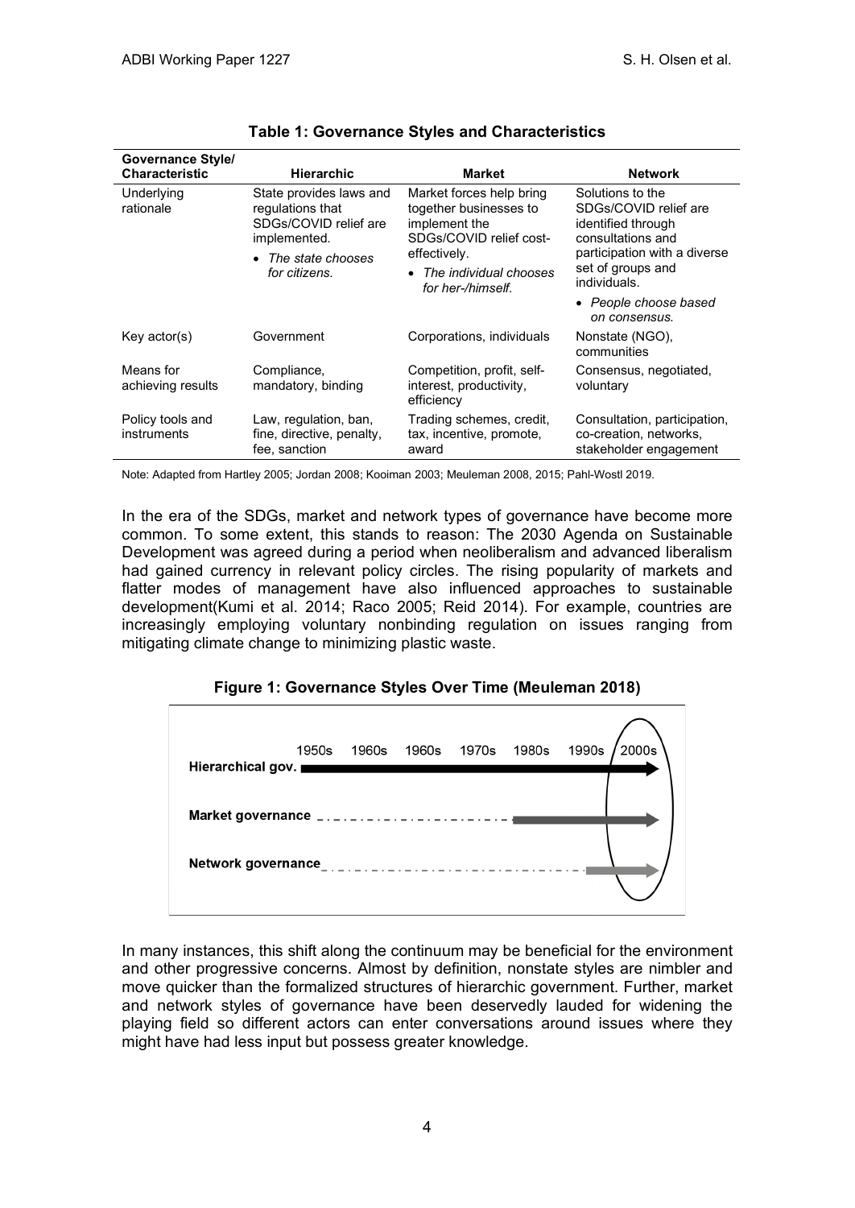**Table 1: Governance Styles and Characteristics**

| Governance Style/ Characteristic | Hierarchic | Market | Network |
|---|---|---|---|
| Underlying rationale | State provides laws and regulations that SDGs/COVID relief are implemented. • *The state chooses for citizens.* | Market forces help bring together businesses to implement the SDGs/COVID relief cost-effectively. • *The individual chooses for her-/himself.* | Solutions to the SDGs/COVID relief are identified through consultations and participation with a diverse set of groups and individuals. • *People choose based on consensus.* |
| Key actor(s) | Government | Corporations, individuals | Nonstate (NGO), communities |
| Means for achieving results | Compliance, mandatory, binding | Competition, profit, self-interest, productivity, efficiency | Consensus, negotiated, voluntary |
| Policy tools and instruments | Law, regulation, ban, fine, directive, penalty, fee, sanction | Trading schemes, credit, tax, incentive, promote, award | Consultation, participation, co-creation, networks, stakeholder engagement |

Note: Adapted from Hartley 2005; Jordan 2008; Kooiman 2003; Meuleman 2008, 2015; Pahl-Wostl 2019.

In the era of the SDGs, market and network types of governance have become more common. To some extent, this stands to reason: The 2030 Agenda on Sustainable Development was agreed during a period when neoliberalism and advanced liberalism had gained currency in relevant policy circles. The rising popularity of markets and flatter modes of management have also influenced approaches to sustainable development(Kumi et al. 2014; Raco 2005; Reid 2014). For example, countries are increasingly employing voluntary nonbinding regulation on issues ranging from mitigating climate change to minimizing plastic waste.

**Figure 1: Governance Styles Over Time (Meuleman 2018)**

| | 1950s | 1960s | 1960s | 1970s | 1980s | 1990s | 2000s |
|---|---|---|---|---|---|---|---|
| Hierarchical gov. | | | | | | | |
| Market governance | | | | | | | |
| Network governance | | | | | | | |

In many instances, this shift along the continuum may be beneficial for the environment and other progressive concerns. Almost by definition, nonstate styles are nimbler and move quicker than the formalized structures of hierarchic government. Further, market and network styles of governance have been deservedly lauded for widening the playing field so different actors can enter conversations around issues where they might have had less input but possess greater knowledge.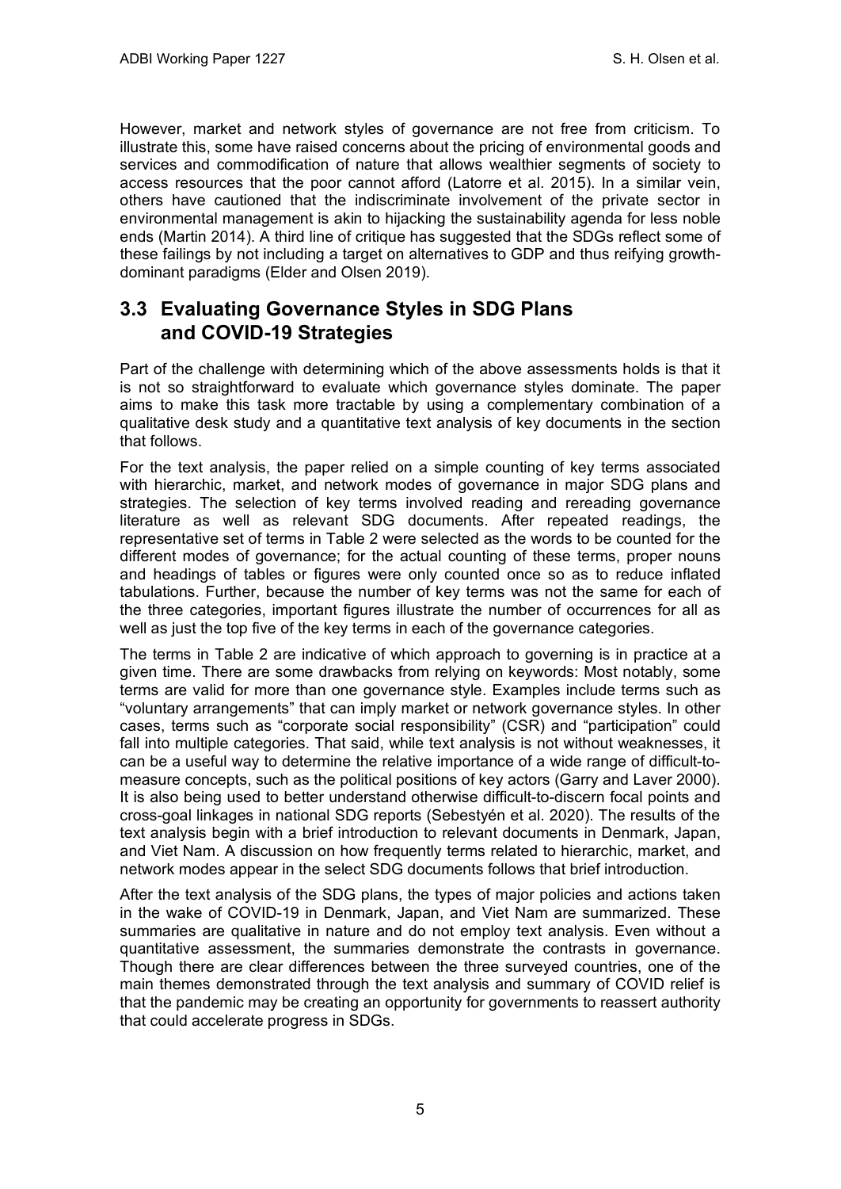However, market and network styles of governance are not free from criticism. To illustrate this, some have raised concerns about the pricing of environmental goods and services and commodification of nature that allows wealthier segments of society to access resources that the poor cannot afford (Latorre et al. 2015). In a similar vein, others have cautioned that the indiscriminate involvement of the private sector in environmental management is akin to hijacking the sustainability agenda for less noble ends (Martin 2014). A third line of critique has suggested that the SDGs reflect some of these failings by not including a target on alternatives to GDP and thus reifying growth-dominant paradigms (Elder and Olsen 2019).

## 3.3 Evaluating Governance Styles in SDG Plans and COVID-19 Strategies

Part of the challenge with determining which of the above assessments holds is that it is not so straightforward to evaluate which governance styles dominate. The paper aims to make this task more tractable by using a complementary combination of a qualitative desk study and a quantitative text analysis of key documents in the section that follows.

For the text analysis, the paper relied on a simple counting of key terms associated with hierarchic, market, and network modes of governance in major SDG plans and strategies. The selection of key terms involved reading and rereading governance literature as well as relevant SDG documents. After repeated readings, the representative set of terms in Table 2 were selected as the words to be counted for the different modes of governance; for the actual counting of these terms, proper nouns and headings of tables or figures were only counted once so as to reduce inflated tabulations. Further, because the number of key terms was not the same for each of the three categories, important figures illustrate the number of occurrences for all as well as just the top five of the key terms in each of the governance categories.

The terms in Table 2 are indicative of which approach to governing is in practice at a given time. There are some drawbacks from relying on keywords: Most notably, some terms are valid for more than one governance style. Examples include terms such as "voluntary arrangements" that can imply market or network governance styles. In other cases, terms such as "corporate social responsibility" (CSR) and "participation" could fall into multiple categories. That said, while text analysis is not without weaknesses, it can be a useful way to determine the relative importance of a wide range of difficult-to-measure concepts, such as the political positions of key actors (Garry and Laver 2000). It is also being used to better understand otherwise difficult-to-discern focal points and cross-goal linkages in national SDG reports (Sebestyén et al. 2020). The results of the text analysis begin with a brief introduction to relevant documents in Denmark, Japan, and Viet Nam. A discussion on how frequently terms related to hierarchic, market, and network modes appear in the select SDG documents follows that brief introduction.

After the text analysis of the SDG plans, the types of major policies and actions taken in the wake of COVID-19 in Denmark, Japan, and Viet Nam are summarized. These summaries are qualitative in nature and do not employ text analysis. Even without a quantitative assessment, the summaries demonstrate the contrasts in governance. Though there are clear differences between the three surveyed countries, one of the main themes demonstrated through the text analysis and summary of COVID relief is that the pandemic may be creating an opportunity for governments to reassert authority that could accelerate progress in SDGs.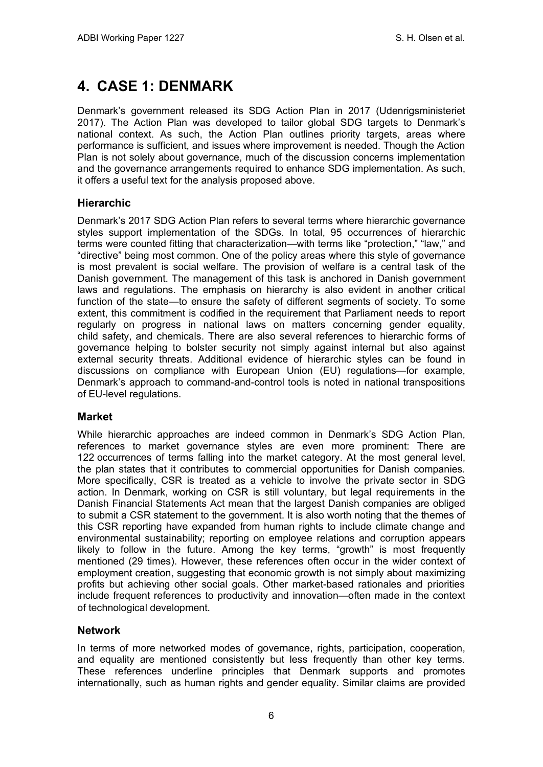# 4. CASE 1: DENMARK

Denmark's government released its SDG Action Plan in 2017 (Udenrigsministeriet 2017). The Action Plan was developed to tailor global SDG targets to Denmark's national context. As such, the Action Plan outlines priority targets, areas where performance is sufficient, and issues where improvement is needed. Though the Action Plan is not solely about governance, much of the discussion concerns implementation and the governance arrangements required to enhance SDG implementation. As such, it offers a useful text for the analysis proposed above.

### Hierarchic

Denmark's 2017 SDG Action Plan refers to several terms where hierarchic governance styles support implementation of the SDGs. In total, 95 occurrences of hierarchic terms were counted fitting that characterization—with terms like "protection," "law," and "directive" being most common. One of the policy areas where this style of governance is most prevalent is social welfare. The provision of welfare is a central task of the Danish government. The management of this task is anchored in Danish government laws and regulations. The emphasis on hierarchy is also evident in another critical function of the state—to ensure the safety of different segments of society. To some extent, this commitment is codified in the requirement that Parliament needs to report regularly on progress in national laws on matters concerning gender equality, child safety, and chemicals. There are also several references to hierarchic forms of governance helping to bolster security not simply against internal but also against external security threats. Additional evidence of hierarchic styles can be found in discussions on compliance with European Union (EU) regulations—for example, Denmark's approach to command-and-control tools is noted in national transpositions of EU-level regulations.

### Market

While hierarchic approaches are indeed common in Denmark's SDG Action Plan, references to market governance styles are even more prominent: There are 122 occurrences of terms falling into the market category. At the most general level, the plan states that it contributes to commercial opportunities for Danish companies. More specifically, CSR is treated as a vehicle to involve the private sector in SDG action. In Denmark, working on CSR is still voluntary, but legal requirements in the Danish Financial Statements Act mean that the largest Danish companies are obliged to submit a CSR statement to the government. It is also worth noting that the themes of this CSR reporting have expanded from human rights to include climate change and environmental sustainability; reporting on employee relations and corruption appears likely to follow in the future. Among the key terms, "growth" is most frequently mentioned (29 times). However, these references often occur in the wider context of employment creation, suggesting that economic growth is not simply about maximizing profits but achieving other social goals. Other market-based rationales and priorities include frequent references to productivity and innovation—often made in the context of technological development.

### Network

In terms of more networked modes of governance, rights, participation, cooperation, and equality are mentioned consistently but less frequently than other key terms. These references underline principles that Denmark supports and promotes internationally, such as human rights and gender equality. Similar claims are provided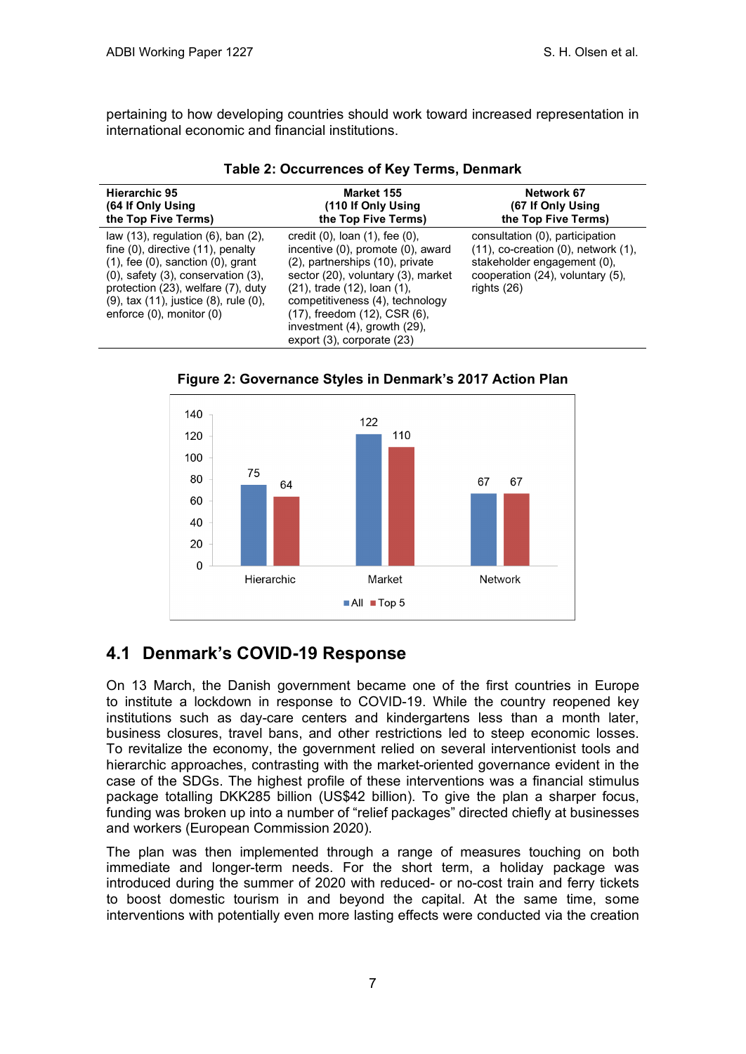pertaining to how developing countries should work toward increased representation in international economic and financial institutions.

**Table 2: Occurrences of Key Terms, Denmark**

| Hierarchic 95 (64 If Only Using the Top Five Terms) | Market 155 (110 If Only Using the Top Five Terms) | Network 67 (67 If Only Using the Top Five Terms) |
|---|---|---|
| law (13), regulation (6), ban (2), fine (0), directive (11), penalty (1), fee (0), sanction (0), grant (0), safety (3), conservation (3), protection (23), welfare (7), duty (9), tax (11), justice (8), rule (0), enforce (0), monitor (0) | credit (0), loan (1), fee (0), incentive (0), promote (0), award (2), partnerships (10), private sector (20), voluntary (3), market (21), trade (12), loan (1), competitiveness (4), technology (17), freedom (12), CSR (6), investment (4), growth (29), export (3), corporate (23) | consultation (0), participation (11), co-creation (0), network (1), stakeholder engagement (0), cooperation (24), voluntary (5), rights (26) |

**Figure 2: Governance Styles in Denmark's 2017 Action Plan**

| | All | Top 5 |
|---|---|---|
| Hierarchic | 75 | 64 |
| Market | 122 | 110 |
| Network | 67 | 67 |

## 4.1 Denmark's COVID-19 Response

On 13 March, the Danish government became one of the first countries in Europe to institute a lockdown in response to COVID-19. While the country reopened key institutions such as day-care centers and kindergartens less than a month later, business closures, travel bans, and other restrictions led to steep economic losses. To revitalize the economy, the government relied on several interventionist tools and hierarchic approaches, contrasting with the market-oriented governance evident in the case of the SDGs. The highest profile of these interventions was a financial stimulus package totalling DKK285 billion (US$42 billion). To give the plan a sharper focus, funding was broken up into a number of "relief packages" directed chiefly at businesses and workers (European Commission 2020).

The plan was then implemented through a range of measures touching on both immediate and longer-term needs. For the short term, a holiday package was introduced during the summer of 2020 with reduced- or no-cost train and ferry tickets to boost domestic tourism in and beyond the capital. At the same time, some interventions with potentially even more lasting effects were conducted via the creation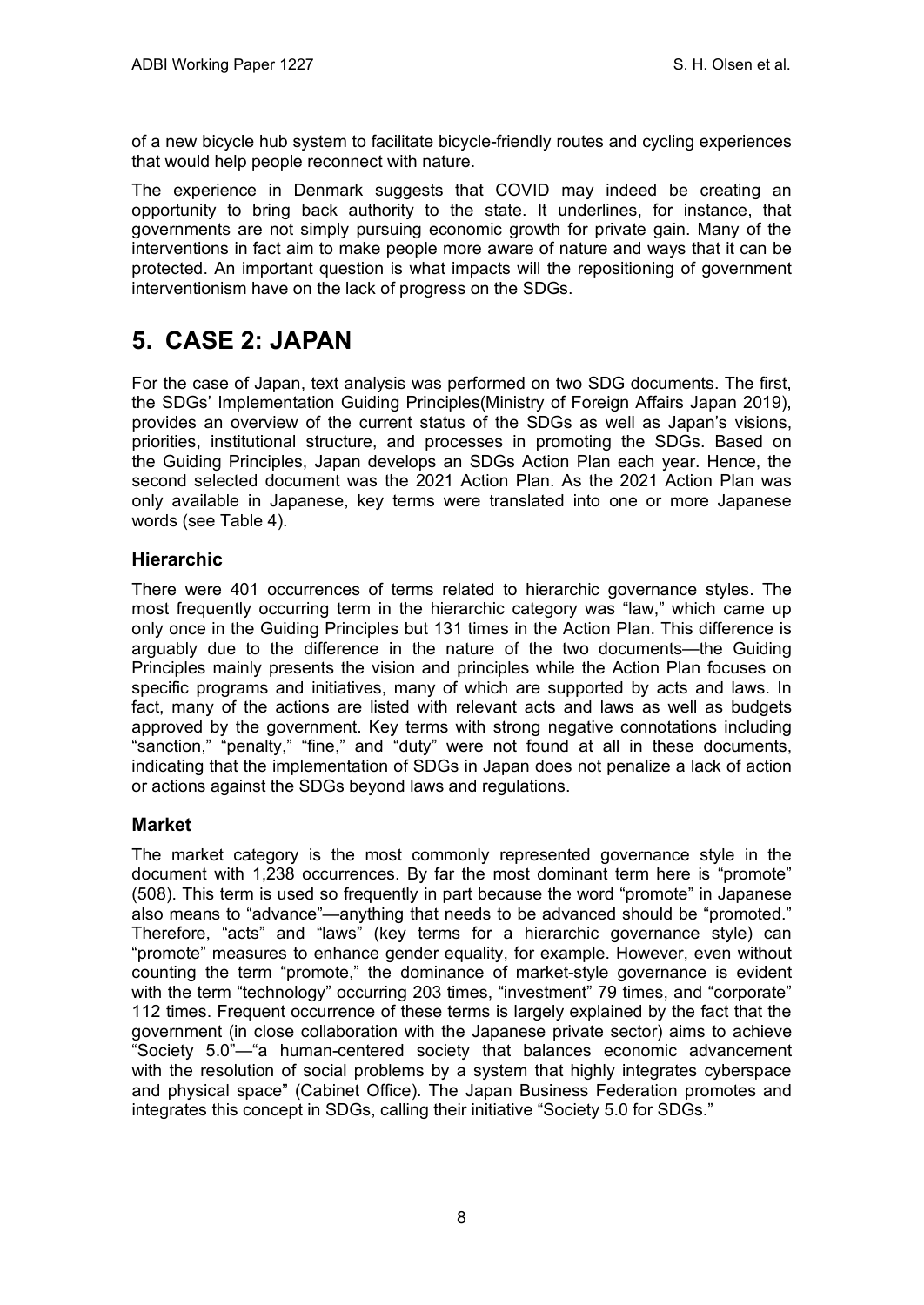of a new bicycle hub system to facilitate bicycle-friendly routes and cycling experiences that would help people reconnect with nature.

The experience in Denmark suggests that COVID may indeed be creating an opportunity to bring back authority to the state. It underlines, for instance, that governments are not simply pursuing economic growth for private gain. Many of the interventions in fact aim to make people more aware of nature and ways that it can be protected. An important question is what impacts will the repositioning of government interventionism have on the lack of progress on the SDGs.

# 5. CASE 2: JAPAN

For the case of Japan, text analysis was performed on two SDG documents. The first, the SDGs' Implementation Guiding Principles(Ministry of Foreign Affairs Japan 2019), provides an overview of the current status of the SDGs as well as Japan's visions, priorities, institutional structure, and processes in promoting the SDGs. Based on the Guiding Principles, Japan develops an SDGs Action Plan each year. Hence, the second selected document was the 2021 Action Plan. As the 2021 Action Plan was only available in Japanese, key terms were translated into one or more Japanese words (see Table 4).

### Hierarchic

There were 401 occurrences of terms related to hierarchic governance styles. The most frequently occurring term in the hierarchic category was "law," which came up only once in the Guiding Principles but 131 times in the Action Plan. This difference is arguably due to the difference in the nature of the two documents—the Guiding Principles mainly presents the vision and principles while the Action Plan focuses on specific programs and initiatives, many of which are supported by acts and laws. In fact, many of the actions are listed with relevant acts and laws as well as budgets approved by the government. Key terms with strong negative connotations including "sanction," "penalty," "fine," and "duty" were not found at all in these documents, indicating that the implementation of SDGs in Japan does not penalize a lack of action or actions against the SDGs beyond laws and regulations.

### Market

The market category is the most commonly represented governance style in the document with 1,238 occurrences. By far the most dominant term here is "promote" (508). This term is used so frequently in part because the word "promote" in Japanese also means to "advance"—anything that needs to be advanced should be "promoted." Therefore, "acts" and "laws" (key terms for a hierarchic governance style) can "promote" measures to enhance gender equality, for example. However, even without counting the term "promote," the dominance of market-style governance is evident with the term "technology" occurring 203 times, "investment" 79 times, and "corporate" 112 times. Frequent occurrence of these terms is largely explained by the fact that the government (in close collaboration with the Japanese private sector) aims to achieve "Society 5.0"—"a human-centered society that balances economic advancement with the resolution of social problems by a system that highly integrates cyberspace and physical space" (Cabinet Office). The Japan Business Federation promotes and integrates this concept in SDGs, calling their initiative "Society 5.0 for SDGs."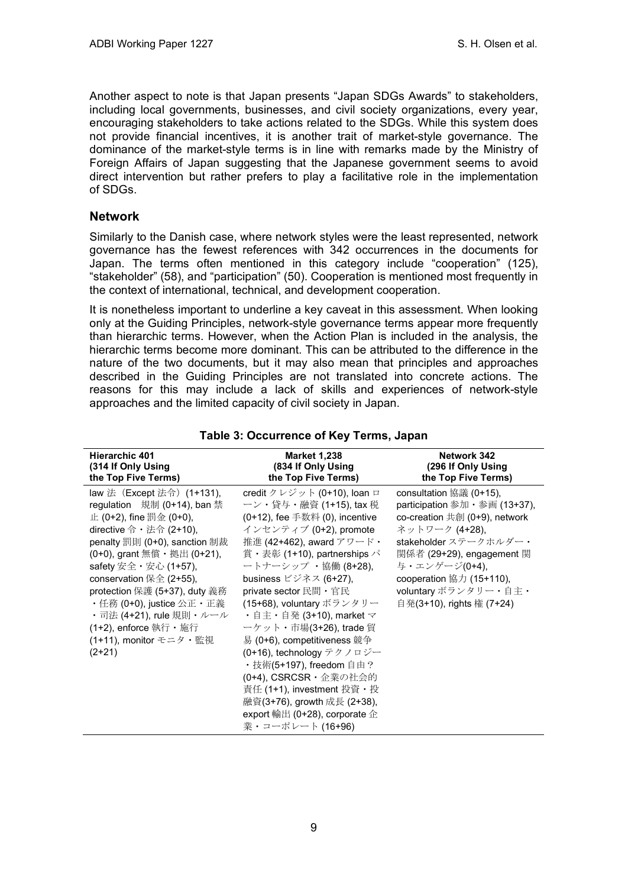Another aspect to note is that Japan presents “Japan SDGs Awards” to stakeholders, including local governments, businesses, and civil society organizations, every year, encouraging stakeholders to take actions related to the SDGs. While this system does not provide financial incentives, it is another trait of market-style governance. The dominance of the market-style terms is in line with remarks made by the Ministry of Foreign Affairs of Japan suggesting that the Japanese government seems to avoid direct intervention but rather prefers to play a facilitative role in the implementation of SDGs.

## Network

Similarly to the Danish case, where network styles were the least represented, network governance has the fewest references with 342 occurrences in the documents for Japan. The terms often mentioned in this category include “cooperation” (125), “stakeholder” (58), and “participation” (50). Cooperation is mentioned most frequently in the context of international, technical, and development cooperation.

It is nonetheless important to underline a key caveat in this assessment. When looking only at the Guiding Principles, network-style governance terms appear more frequently than hierarchic terms. However, when the Action Plan is included in the analysis, the hierarchic terms become more dominant. This can be attributed to the difference in the nature of the two documents, but it may also mean that principles and approaches described in the Guiding Principles are not translated into concrete actions. The reasons for this may include a lack of skills and experiences of network-style approaches and the limited capacity of civil society in Japan.

**Table 3: Occurrence of Key Terms, Japan**

| Hierarchic 401 (314 If Only Using the Top Five Terms) | Market 1,238 (834 If Only Using the Top Five Terms) | Network 342 (296 If Only Using the Top Five Terms) |
|---|---|---|
| law 法（Except 法令）(1+131), regulation 規制 (0+14), ban 禁止 (0+2), fine 罰金 (0+0), directive 令・法令 (2+10), penalty 罰則 (0+0), sanction 制裁 (0+0), grant 無償・拠出 (0+21), safety 安全・安心 (1+57), conservation 保全 (2+55), protection 保護 (5+37), duty 義務・任務 (0+0), justice 公正・正義・司法 (4+21), rule 規則・ルール (1+2), enforce 執行・施行 (1+11), monitor モニタ・監視 (2+21) | credit クレジット (0+10), loan ローン・貸与・融資 (1+15), tax 税 (0+12), fee 手数料 (0), incentive インセンティブ (0+2), promote 推進 (42+462), award アワード・賞・表彰 (1+10), partnerships パートナーシップ・協働 (8+28), business ビジネス (6+27), private sector 民間・官民 (15+68), voluntary ボランタリー・自主・自発 (3+10), market マーケット・市場(3+26), trade 貿易 (0+6), competitiveness 競争 (0+16), technology テクノロジー・技術(5+197), freedom 自由？ (0+4), CSRCSR・企業の社会的責任 (1+1), investment 投資・投融資(3+76), growth 成長 (2+38), export 輸出 (0+28), corporate 企業・コーポレート (16+96) | consultation 協議 (0+15), participation 参加・参画 (13+37), co-creation 共創 (0+9), network ネットワーク (4+28), stakeholder ステークホルダー・関係者 (29+29), engagement 関与・エンゲージ(0+4), cooperation 協力 (15+110), voluntary ボランタリー・自主・自発(3+10), rights 権 (7+24) |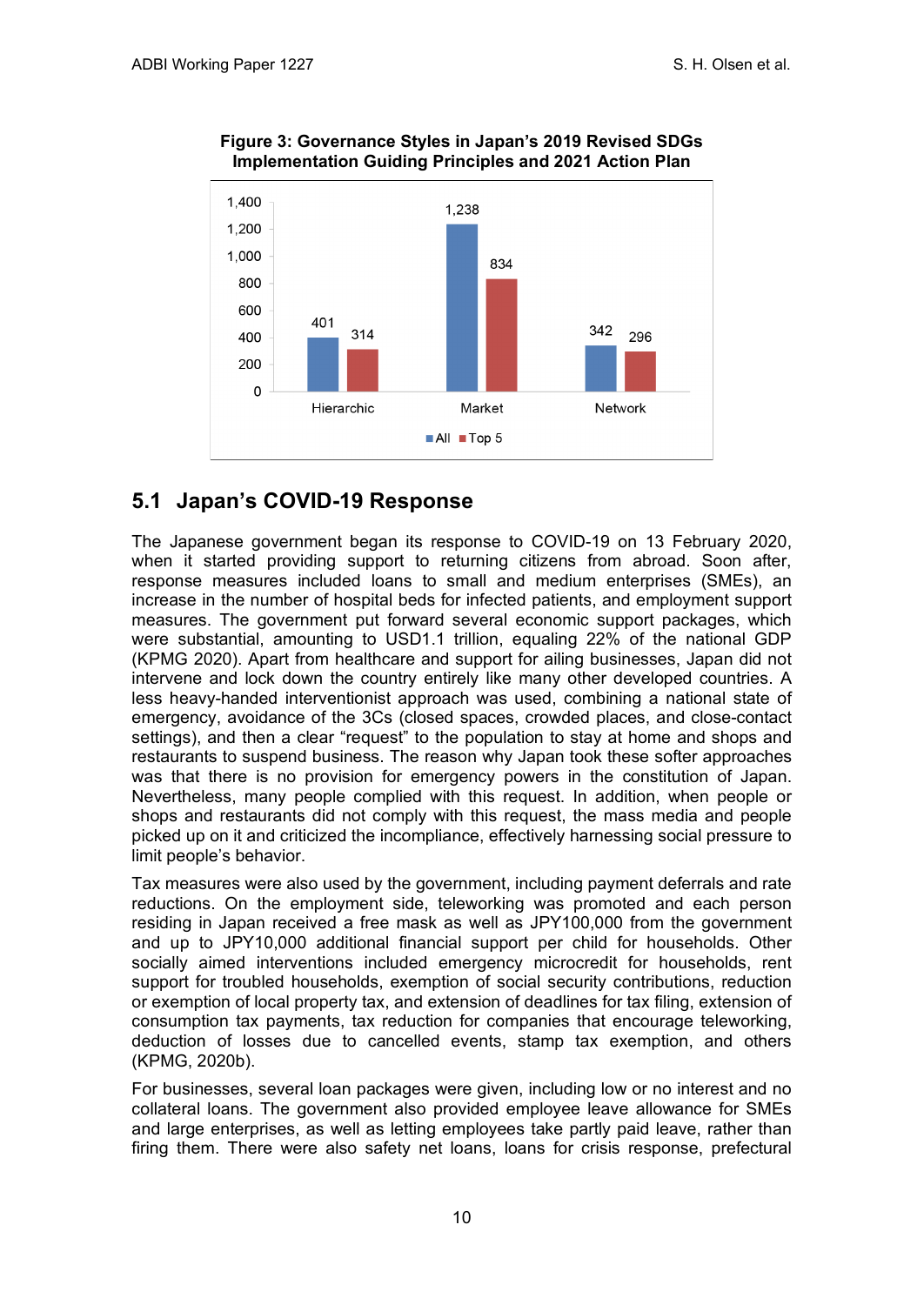**Figure 3: Governance Styles in Japan's 2019 Revised SDGs Implementation Guiding Principles and 2021 Action Plan**

| | All | Top 5 |
|---|---|---|
| Hierarchic | 401 | 314 |
| Market | 1,238 | 834 |
| Network | 342 | 296 |

## 5.1 Japan's COVID-19 Response

The Japanese government began its response to COVID-19 on 13 February 2020, when it started providing support to returning citizens from abroad. Soon after, response measures included loans to small and medium enterprises (SMEs), an increase in the number of hospital beds for infected patients, and employment support measures. The government put forward several economic support packages, which were substantial, amounting to USD1.1 trillion, equaling 22% of the national GDP (KPMG 2020). Apart from healthcare and support for ailing businesses, Japan did not intervene and lock down the country entirely like many other developed countries. A less heavy-handed interventionist approach was used, combining a national state of emergency, avoidance of the 3Cs (closed spaces, crowded places, and close-contact settings), and then a clear "request" to the population to stay at home and shops and restaurants to suspend business. The reason why Japan took these softer approaches was that there is no provision for emergency powers in the constitution of Japan. Nevertheless, many people complied with this request. In addition, when people or shops and restaurants did not comply with this request, the mass media and people picked up on it and criticized the incompliance, effectively harnessing social pressure to limit people's behavior.

Tax measures were also used by the government, including payment deferrals and rate reductions. On the employment side, teleworking was promoted and each person residing in Japan received a free mask as well as JPY100,000 from the government and up to JPY10,000 additional financial support per child for households. Other socially aimed interventions included emergency microcredit for households, rent support for troubled households, exemption of social security contributions, reduction or exemption of local property tax, and extension of deadlines for tax filing, extension of consumption tax payments, tax reduction for companies that encourage teleworking, deduction of losses due to cancelled events, stamp tax exemption, and others (KPMG, 2020b).

For businesses, several loan packages were given, including low or no interest and no collateral loans. The government also provided employee leave allowance for SMEs and large enterprises, as well as letting employees take partly paid leave, rather than firing them. There were also safety net loans, loans for crisis response, prefectural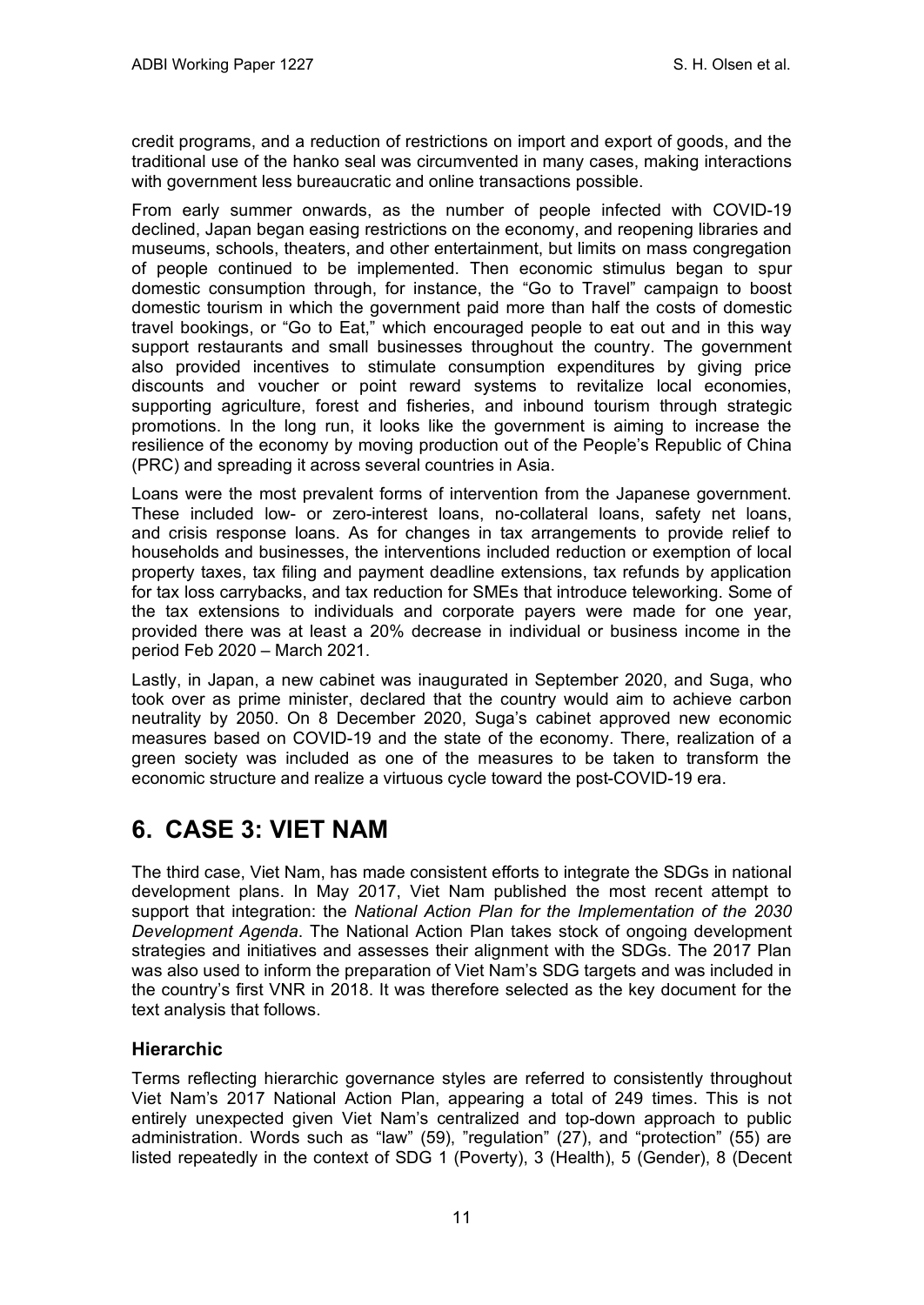credit programs, and a reduction of restrictions on import and export of goods, and the traditional use of the hanko seal was circumvented in many cases, making interactions with government less bureaucratic and online transactions possible.

From early summer onwards, as the number of people infected with COVID-19 declined, Japan began easing restrictions on the economy, and reopening libraries and museums, schools, theaters, and other entertainment, but limits on mass congregation of people continued to be implemented. Then economic stimulus began to spur domestic consumption through, for instance, the "Go to Travel" campaign to boost domestic tourism in which the government paid more than half the costs of domestic travel bookings, or "Go to Eat," which encouraged people to eat out and in this way support restaurants and small businesses throughout the country. The government also provided incentives to stimulate consumption expenditures by giving price discounts and voucher or point reward systems to revitalize local economies, supporting agriculture, forest and fisheries, and inbound tourism through strategic promotions. In the long run, it looks like the government is aiming to increase the resilience of the economy by moving production out of the People's Republic of China (PRC) and spreading it across several countries in Asia.

Loans were the most prevalent forms of intervention from the Japanese government. These included low- or zero-interest loans, no-collateral loans, safety net loans, and crisis response loans. As for changes in tax arrangements to provide relief to households and businesses, the interventions included reduction or exemption of local property taxes, tax filing and payment deadline extensions, tax refunds by application for tax loss carrybacks, and tax reduction for SMEs that introduce teleworking. Some of the tax extensions to individuals and corporate payers were made for one year, provided there was at least a 20% decrease in individual or business income in the period Feb 2020 – March 2021.

Lastly, in Japan, a new cabinet was inaugurated in September 2020, and Suga, who took over as prime minister, declared that the country would aim to achieve carbon neutrality by 2050. On 8 December 2020, Suga's cabinet approved new economic measures based on COVID-19 and the state of the economy. There, realization of a green society was included as one of the measures to be taken to transform the economic structure and realize a virtuous cycle toward the post-COVID-19 era.

# 6. CASE 3: VIET NAM

The third case, Viet Nam, has made consistent efforts to integrate the SDGs in national development plans. In May 2017, Viet Nam published the most recent attempt to support that integration: the *National Action Plan for the Implementation of the 2030 Development Agenda*. The National Action Plan takes stock of ongoing development strategies and initiatives and assesses their alignment with the SDGs. The 2017 Plan was also used to inform the preparation of Viet Nam's SDG targets and was included in the country's first VNR in 2018. It was therefore selected as the key document for the text analysis that follows.

### Hierarchic

Terms reflecting hierarchic governance styles are referred to consistently throughout Viet Nam's 2017 National Action Plan, appearing a total of 249 times. This is not entirely unexpected given Viet Nam's centralized and top-down approach to public administration. Words such as "law" (59), "regulation" (27), and "protection" (55) are listed repeatedly in the context of SDG 1 (Poverty), 3 (Health), 5 (Gender), 8 (Decent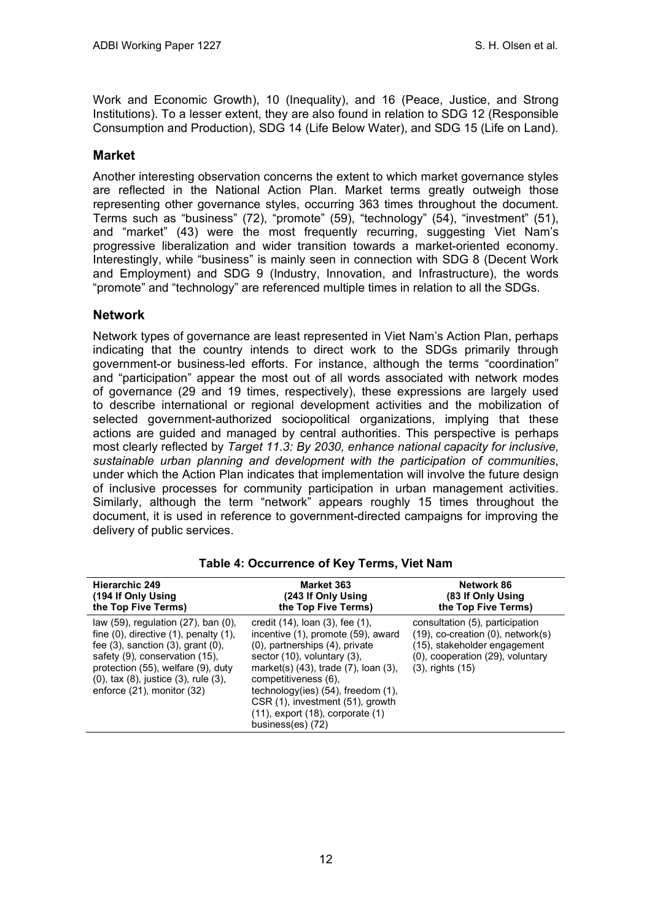Work and Economic Growth), 10 (Inequality), and 16 (Peace, Justice, and Strong Institutions). To a lesser extent, they are also found in relation to SDG 12 (Responsible Consumption and Production), SDG 14 (Life Below Water), and SDG 15 (Life on Land).

### Market

Another interesting observation concerns the extent to which market governance styles are reflected in the National Action Plan. Market terms greatly outweigh those representing other governance styles, occurring 363 times throughout the document. Terms such as "business" (72), "promote" (59), "technology" (54), "investment" (51), and "market" (43) were the most frequently recurring, suggesting Viet Nam's progressive liberalization and wider transition towards a market-oriented economy. Interestingly, while "business" is mainly seen in connection with SDG 8 (Decent Work and Employment) and SDG 9 (Industry, Innovation, and Infrastructure), the words "promote" and "technology" are referenced multiple times in relation to all the SDGs.

### Network

Network types of governance are least represented in Viet Nam's Action Plan, perhaps indicating that the country intends to direct work to the SDGs primarily through government-or business-led efforts. For instance, although the terms "coordination" and "participation" appear the most out of all words associated with network modes of governance (29 and 19 times, respectively), these expressions are largely used to describe international or regional development activities and the mobilization of selected government-authorized sociopolitical organizations, implying that these actions are guided and managed by central authorities. This perspective is perhaps most clearly reflected by *Target 11.3: By 2030, enhance national capacity for inclusive, sustainable urban planning and development with the participation of communities*, under which the Action Plan indicates that implementation will involve the future design of inclusive processes for community participation in urban management activities. Similarly, although the term "network" appears roughly 15 times throughout the document, it is used in reference to government-directed campaigns for improving the delivery of public services.

**Table 4: Occurrence of Key Terms, Viet Nam**

| Hierarchic 249 (194 If Only Using the Top Five Terms) | Market 363 (243 If Only Using the Top Five Terms) | Network 86 (83 If Only Using the Top Five Terms) |
|---|---|---|
| law (59), regulation (27), ban (0), fine (0), directive (1), penalty (1), fee (3), sanction (3), grant (0), safety (9), conservation (15), protection (55), welfare (9), duty (0), tax (8), justice (3), rule (3), enforce (21), monitor (32) | credit (14), loan (3), fee (1), incentive (1), promote (59), award (0), partnerships (4), private sector (10), voluntary (3), market(s) (43), trade (7), loan (3), competitiveness (6), technology(ies) (54), freedom (1), CSR (1), investment (51), growth (11), export (18), corporate (1) business(es) (72) | consultation (5), participation (19), co-creation (0), network(s) (15), stakeholder engagement (0), cooperation (29), voluntary (3), rights (15) |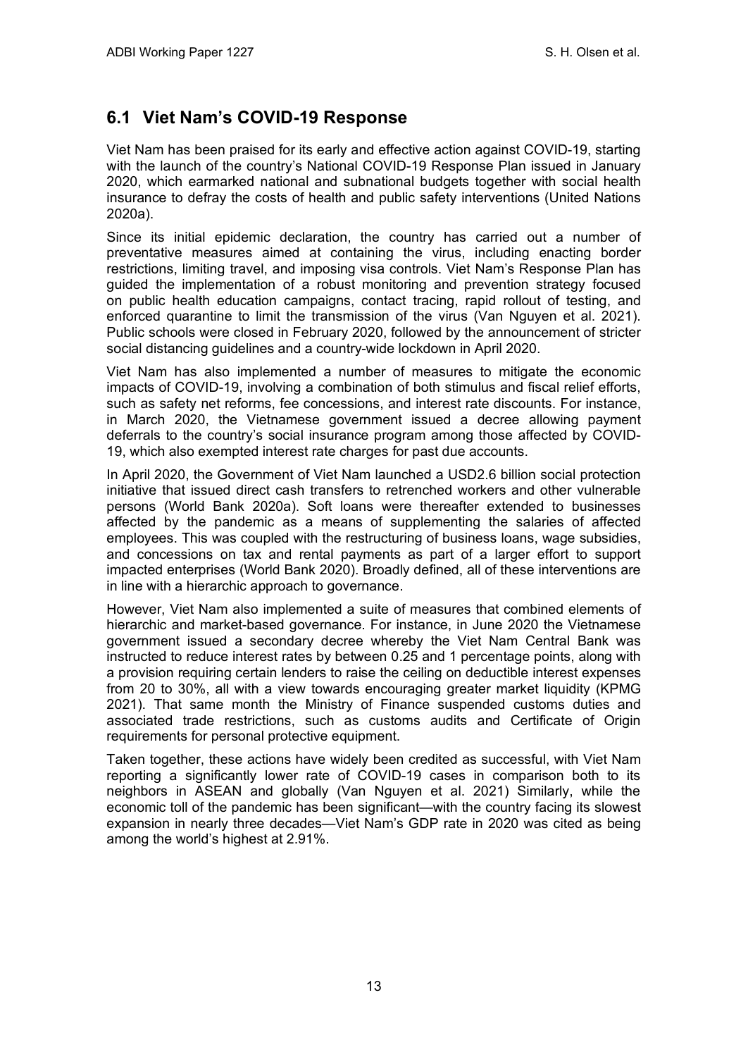## 6.1 Viet Nam's COVID-19 Response

Viet Nam has been praised for its early and effective action against COVID-19, starting with the launch of the country's National COVID-19 Response Plan issued in January 2020, which earmarked national and subnational budgets together with social health insurance to defray the costs of health and public safety interventions (United Nations 2020a).

Since its initial epidemic declaration, the country has carried out a number of preventative measures aimed at containing the virus, including enacting border restrictions, limiting travel, and imposing visa controls. Viet Nam's Response Plan has guided the implementation of a robust monitoring and prevention strategy focused on public health education campaigns, contact tracing, rapid rollout of testing, and enforced quarantine to limit the transmission of the virus (Van Nguyen et al. 2021). Public schools were closed in February 2020, followed by the announcement of stricter social distancing guidelines and a country-wide lockdown in April 2020.

Viet Nam has also implemented a number of measures to mitigate the economic impacts of COVID-19, involving a combination of both stimulus and fiscal relief efforts, such as safety net reforms, fee concessions, and interest rate discounts. For instance, in March 2020, the Vietnamese government issued a decree allowing payment deferrals to the country's social insurance program among those affected by COVID-19, which also exempted interest rate charges for past due accounts.

In April 2020, the Government of Viet Nam launched a USD2.6 billion social protection initiative that issued direct cash transfers to retrenched workers and other vulnerable persons (World Bank 2020a). Soft loans were thereafter extended to businesses affected by the pandemic as a means of supplementing the salaries of affected employees. This was coupled with the restructuring of business loans, wage subsidies, and concessions on tax and rental payments as part of a larger effort to support impacted enterprises (World Bank 2020). Broadly defined, all of these interventions are in line with a hierarchic approach to governance.

However, Viet Nam also implemented a suite of measures that combined elements of hierarchic and market-based governance. For instance, in June 2020 the Vietnamese government issued a secondary decree whereby the Viet Nam Central Bank was instructed to reduce interest rates by between 0.25 and 1 percentage points, along with a provision requiring certain lenders to raise the ceiling on deductible interest expenses from 20 to 30%, all with a view towards encouraging greater market liquidity (KPMG 2021). That same month the Ministry of Finance suspended customs duties and associated trade restrictions, such as customs audits and Certificate of Origin requirements for personal protective equipment.

Taken together, these actions have widely been credited as successful, with Viet Nam reporting a significantly lower rate of COVID-19 cases in comparison both to its neighbors in ASEAN and globally (Van Nguyen et al. 2021) Similarly, while the economic toll of the pandemic has been significant—with the country facing its slowest expansion in nearly three decades—Viet Nam's GDP rate in 2020 was cited as being among the world's highest at 2.91%.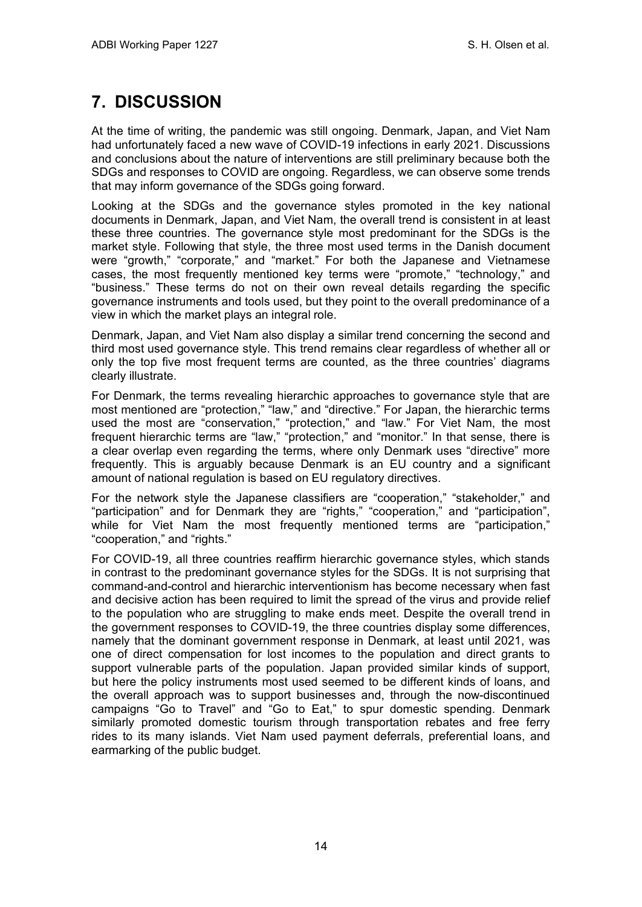# 7. DISCUSSION

At the time of writing, the pandemic was still ongoing. Denmark, Japan, and Viet Nam had unfortunately faced a new wave of COVID-19 infections in early 2021. Discussions and conclusions about the nature of interventions are still preliminary because both the SDGs and responses to COVID are ongoing. Regardless, we can observe some trends that may inform governance of the SDGs going forward.

Looking at the SDGs and the governance styles promoted in the key national documents in Denmark, Japan, and Viet Nam, the overall trend is consistent in at least these three countries. The governance style most predominant for the SDGs is the market style. Following that style, the three most used terms in the Danish document were "growth," "corporate," and "market." For both the Japanese and Vietnamese cases, the most frequently mentioned key terms were "promote," "technology," and "business." These terms do not on their own reveal details regarding the specific governance instruments and tools used, but they point to the overall predominance of a view in which the market plays an integral role.

Denmark, Japan, and Viet Nam also display a similar trend concerning the second and third most used governance style. This trend remains clear regardless of whether all or only the top five most frequent terms are counted, as the three countries' diagrams clearly illustrate.

For Denmark, the terms revealing hierarchic approaches to governance style that are most mentioned are "protection," "law," and "directive." For Japan, the hierarchic terms used the most are "conservation," "protection," and "law." For Viet Nam, the most frequent hierarchic terms are "law," "protection," and "monitor." In that sense, there is a clear overlap even regarding the terms, where only Denmark uses "directive" more frequently. This is arguably because Denmark is an EU country and a significant amount of national regulation is based on EU regulatory directives.

For the network style the Japanese classifiers are "cooperation," "stakeholder," and "participation" and for Denmark they are "rights," "cooperation," and "participation", while for Viet Nam the most frequently mentioned terms are "participation," "cooperation," and "rights."

For COVID-19, all three countries reaffirm hierarchic governance styles, which stands in contrast to the predominant governance styles for the SDGs. It is not surprising that command-and-control and hierarchic interventionism has become necessary when fast and decisive action has been required to limit the spread of the virus and provide relief to the population who are struggling to make ends meet. Despite the overall trend in the government responses to COVID-19, the three countries display some differences, namely that the dominant government response in Denmark, at least until 2021, was one of direct compensation for lost incomes to the population and direct grants to support vulnerable parts of the population. Japan provided similar kinds of support, but here the policy instruments most used seemed to be different kinds of loans, and the overall approach was to support businesses and, through the now-discontinued campaigns "Go to Travel" and "Go to Eat," to spur domestic spending. Denmark similarly promoted domestic tourism through transportation rebates and free ferry rides to its many islands. Viet Nam used payment deferrals, preferential loans, and earmarking of the public budget.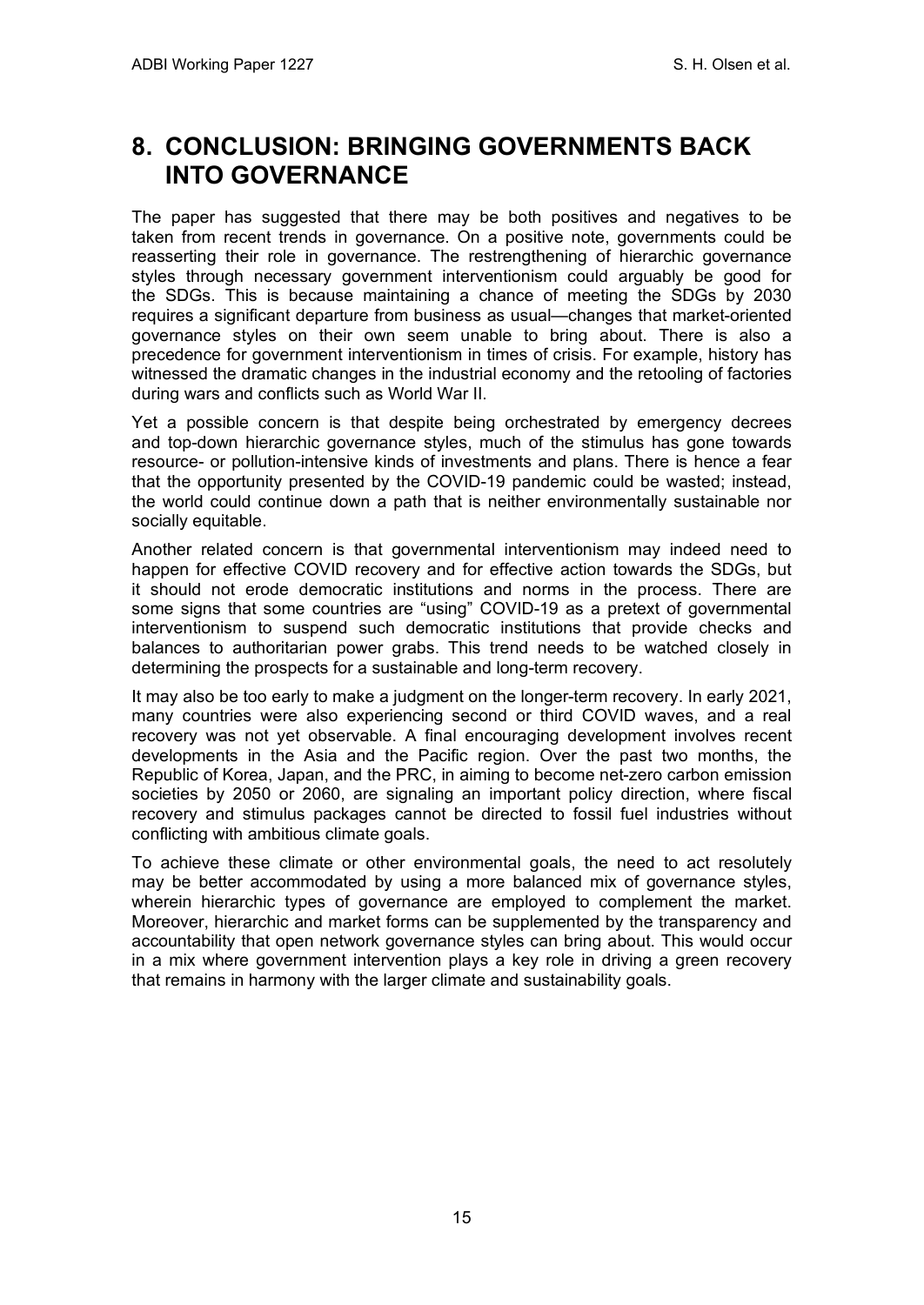## 8. CONCLUSION: BRINGING GOVERNMENTS BACK INTO GOVERNANCE

The paper has suggested that there may be both positives and negatives to be taken from recent trends in governance. On a positive note, governments could be reasserting their role in governance. The restrengthening of hierarchic governance styles through necessary government interventionism could arguably be good for the SDGs. This is because maintaining a chance of meeting the SDGs by 2030 requires a significant departure from business as usual—changes that market-oriented governance styles on their own seem unable to bring about. There is also a precedence for government interventionism in times of crisis. For example, history has witnessed the dramatic changes in the industrial economy and the retooling of factories during wars and conflicts such as World War II.

Yet a possible concern is that despite being orchestrated by emergency decrees and top-down hierarchic governance styles, much of the stimulus has gone towards resource- or pollution-intensive kinds of investments and plans. There is hence a fear that the opportunity presented by the COVID-19 pandemic could be wasted; instead, the world could continue down a path that is neither environmentally sustainable nor socially equitable.

Another related concern is that governmental interventionism may indeed need to happen for effective COVID recovery and for effective action towards the SDGs, but it should not erode democratic institutions and norms in the process. There are some signs that some countries are "using" COVID-19 as a pretext of governmental interventionism to suspend such democratic institutions that provide checks and balances to authoritarian power grabs. This trend needs to be watched closely in determining the prospects for a sustainable and long-term recovery.

It may also be too early to make a judgment on the longer-term recovery. In early 2021, many countries were also experiencing second or third COVID waves, and a real recovery was not yet observable. A final encouraging development involves recent developments in the Asia and the Pacific region. Over the past two months, the Republic of Korea, Japan, and the PRC, in aiming to become net-zero carbon emission societies by 2050 or 2060, are signaling an important policy direction, where fiscal recovery and stimulus packages cannot be directed to fossil fuel industries without conflicting with ambitious climate goals.

To achieve these climate or other environmental goals, the need to act resolutely may be better accommodated by using a more balanced mix of governance styles, wherein hierarchic types of governance are employed to complement the market. Moreover, hierarchic and market forms can be supplemented by the transparency and accountability that open network governance styles can bring about. This would occur in a mix where government intervention plays a key role in driving a green recovery that remains in harmony with the larger climate and sustainability goals.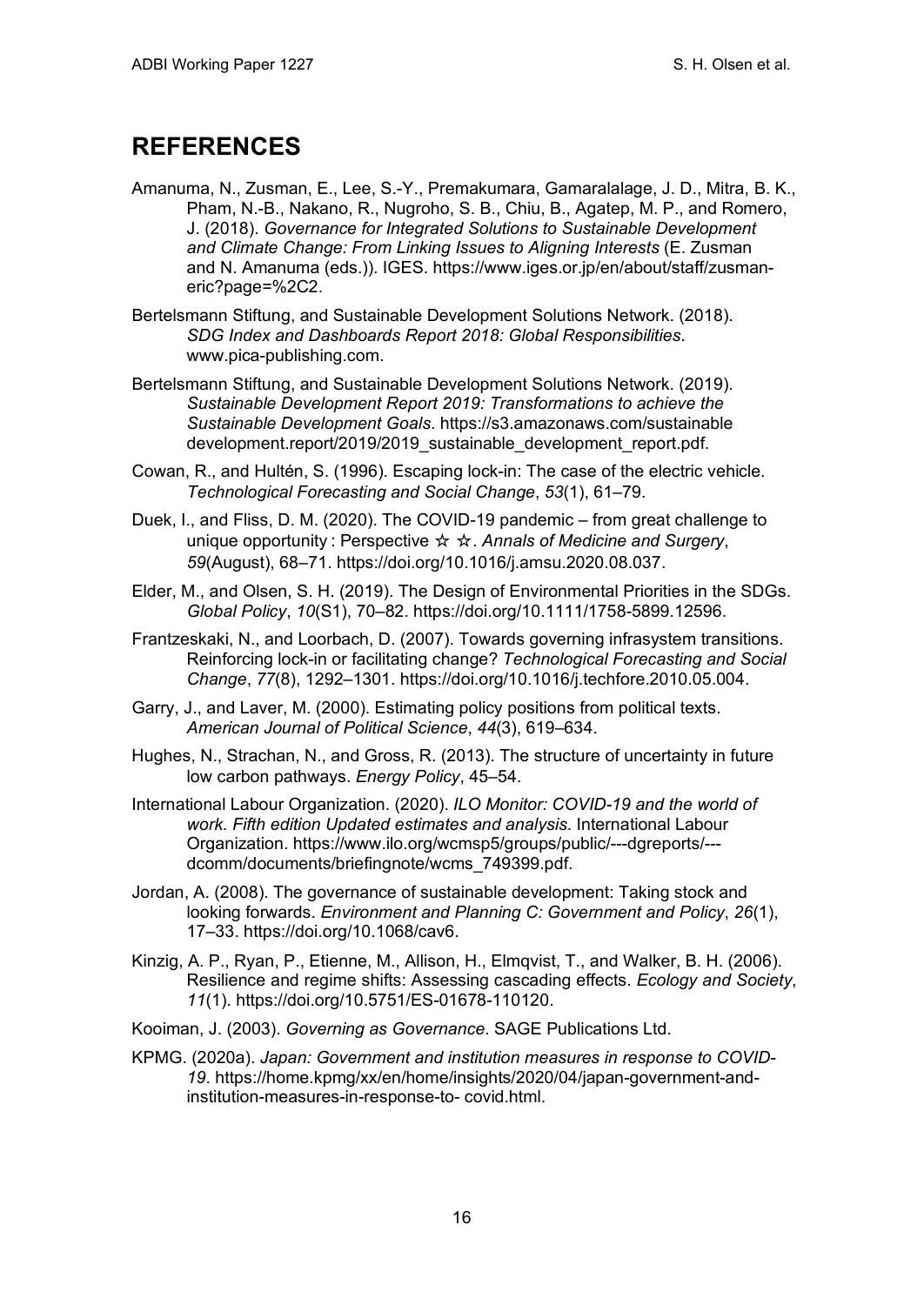# REFERENCES

Amanuma, N., Zusman, E., Lee, S.-Y., Premakumara, Gamaralalage, J. D., Mitra, B. K., Pham, N.-B., Nakano, R., Nugroho, S. B., Chiu, B., Agatep, M. P., and Romero, J. (2018). *Governance for Integrated Solutions to Sustainable Development and Climate Change: From Linking Issues to Aligning Interests* (E. Zusman and N. Amanuma (eds.)). IGES. https://www.iges.or.jp/en/about/staff/zusman-eric?page=%2C2.

Bertelsmann Stiftung, and Sustainable Development Solutions Network. (2018). *SDG Index and Dashboards Report 2018: Global Responsibilities*. www.pica-publishing.com.

Bertelsmann Stiftung, and Sustainable Development Solutions Network. (2019). *Sustainable Development Report 2019: Transformations to achieve the Sustainable Development Goals*. https://s3.amazonaws.com/sustainable development.report/2019/2019_sustainable_development_report.pdf.

Cowan, R., and Hultén, S. (1996). Escaping lock-in: The case of the electric vehicle. *Technological Forecasting and Social Change*, *53*(1), 61–79.

Duek, I., and Fliss, D. M. (2020). The COVID-19 pandemic – from great challenge to unique opportunity : Perspective ☆ ☆. *Annals of Medicine and Surgery*, *59*(August), 68–71. https://doi.org/10.1016/j.amsu.2020.08.037.

Elder, M., and Olsen, S. H. (2019). The Design of Environmental Priorities in the SDGs. *Global Policy*, *10*(S1), 70–82. https://doi.org/10.1111/1758-5899.12596.

Frantzeskaki, N., and Loorbach, D. (2007). Towards governing infrasystem transitions. Reinforcing lock-in or facilitating change? *Technological Forecasting and Social Change*, *77*(8), 1292–1301. https://doi.org/10.1016/j.techfore.2010.05.004.

Garry, J., and Laver, M. (2000). Estimating policy positions from political texts. *American Journal of Political Science*, *44*(3), 619–634.

Hughes, N., Strachan, N., and Gross, R. (2013). The structure of uncertainty in future low carbon pathways. *Energy Policy*, 45–54.

International Labour Organization. (2020). *ILO Monitor: COVID-19 and the world of work. Fifth edition Updated estimates and analysis*. International Labour Organization. https://www.ilo.org/wcmsp5/groups/public/---dgreports/---dcomm/documents/briefingnote/wcms_749399.pdf.

Jordan, A. (2008). The governance of sustainable development: Taking stock and looking forwards. *Environment and Planning C: Government and Policy*, *26*(1), 17–33. https://doi.org/10.1068/cav6.

Kinzig, A. P., Ryan, P., Etienne, M., Allison, H., Elmqvist, T., and Walker, B. H. (2006). Resilience and regime shifts: Assessing cascading effects. *Ecology and Society*, *11*(1). https://doi.org/10.5751/ES-01678-110120.

Kooiman, J. (2003). *Governing as Governance*. SAGE Publications Ltd.

KPMG. (2020a). *Japan: Government and institution measures in response to COVID-19*. https://home.kpmg/xx/en/home/insights/2020/04/japan-government-and-institution-measures-in-response-to- covid.html.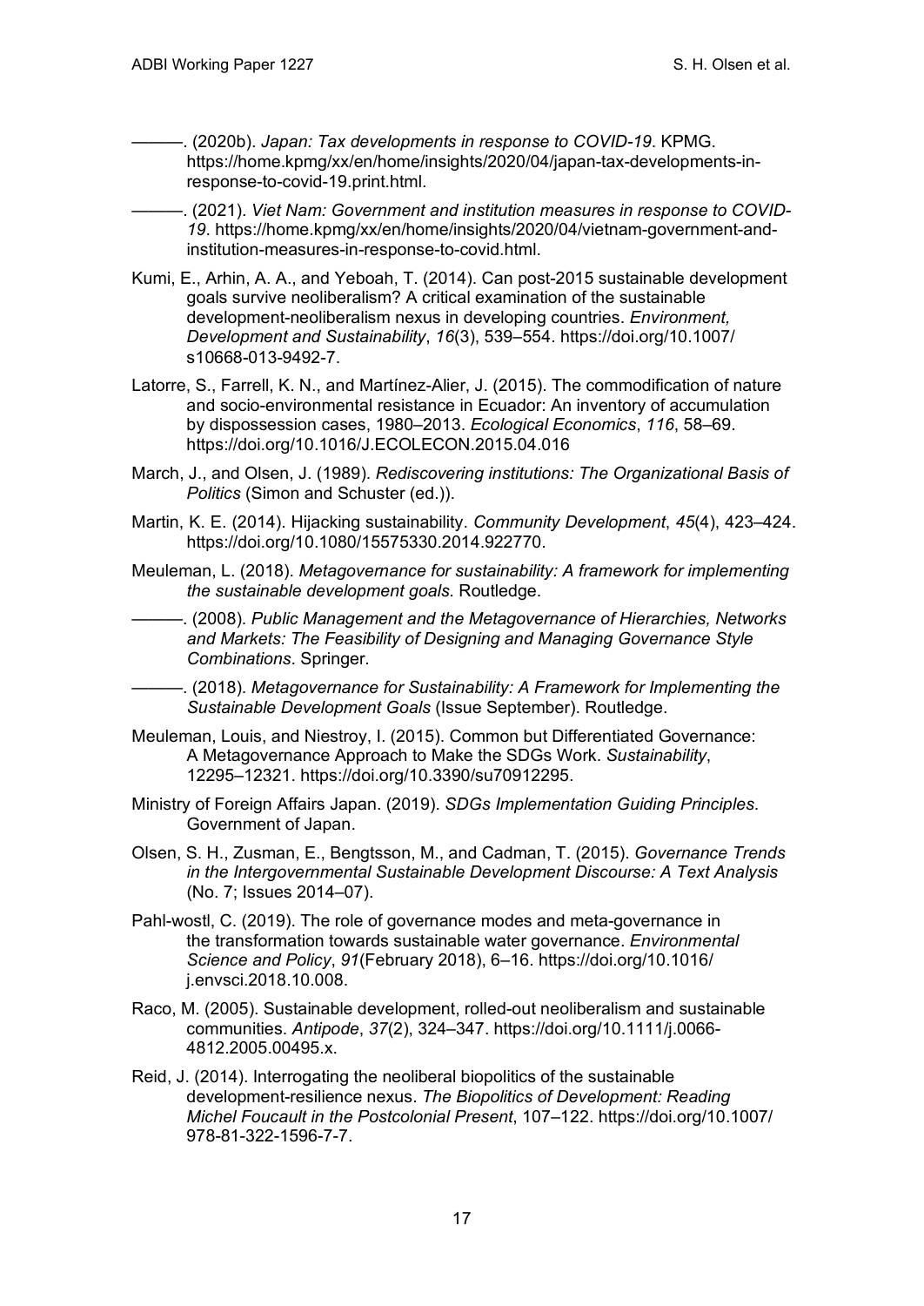———. (2020b). *Japan: Tax developments in response to COVID-19*. KPMG. https://home.kpmg/xx/en/home/insights/2020/04/japan-tax-developments-in-response-to-covid-19.print.html.

———. (2021). *Viet Nam: Government and institution measures in response to COVID-19*. https://home.kpmg/xx/en/home/insights/2020/04/vietnam-government-and-institution-measures-in-response-to-covid.html.

Kumi, E., Arhin, A. A., and Yeboah, T. (2014). Can post-2015 sustainable development goals survive neoliberalism? A critical examination of the sustainable development-neoliberalism nexus in developing countries. *Environment, Development and Sustainability*, *16*(3), 539–554. https://doi.org/10.1007/s10668-013-9492-7.

Latorre, S., Farrell, K. N., and Martínez-Alier, J. (2015). The commodification of nature and socio-environmental resistance in Ecuador: An inventory of accumulation by dispossession cases, 1980–2013. *Ecological Economics*, *116*, 58–69. https://doi.org/10.1016/J.ECOLECON.2015.04.016

March, J., and Olsen, J. (1989). *Rediscovering institutions: The Organizational Basis of Politics* (Simon and Schuster (ed.)).

Martin, K. E. (2014). Hijacking sustainability. *Community Development*, *45*(4), 423–424. https://doi.org/10.1080/15575330.2014.922770.

Meuleman, L. (2018). *Metagovernance for sustainability: A framework for implementing the sustainable development goals.* Routledge.

———. (2008). *Public Management and the Metagovernance of Hierarchies, Networks and Markets: The Feasibility of Designing and Managing Governance Style Combinations*. Springer.

———. (2018). *Metagovernance for Sustainability: A Framework for Implementing the Sustainable Development Goals* (Issue September). Routledge.

Meuleman, Louis, and Niestroy, I. (2015). Common but Differentiated Governance: A Metagovernance Approach to Make the SDGs Work. *Sustainability*, 12295–12321. https://doi.org/10.3390/su70912295.

Ministry of Foreign Affairs Japan. (2019). *SDGs Implementation Guiding Principles.* Government of Japan.

Olsen, S. H., Zusman, E., Bengtsson, M., and Cadman, T. (2015). *Governance Trends in the Intergovernmental Sustainable Development Discourse: A Text Analysis* (No. 7; Issues 2014–07).

Pahl-wostl, C. (2019). The role of governance modes and meta-governance in the transformation towards sustainable water governance. *Environmental Science and Policy*, *91*(February 2018), 6–16. https://doi.org/10.1016/j.envsci.2018.10.008.

Raco, M. (2005). Sustainable development, rolled-out neoliberalism and sustainable communities. *Antipode*, *37*(2), 324–347. https://doi.org/10.1111/j.0066-4812.2005.00495.x.

Reid, J. (2014). Interrogating the neoliberal biopolitics of the sustainable development-resilience nexus. *The Biopolitics of Development: Reading Michel Foucault in the Postcolonial Present*, 107–122. https://doi.org/10.1007/978-81-322-1596-7-7.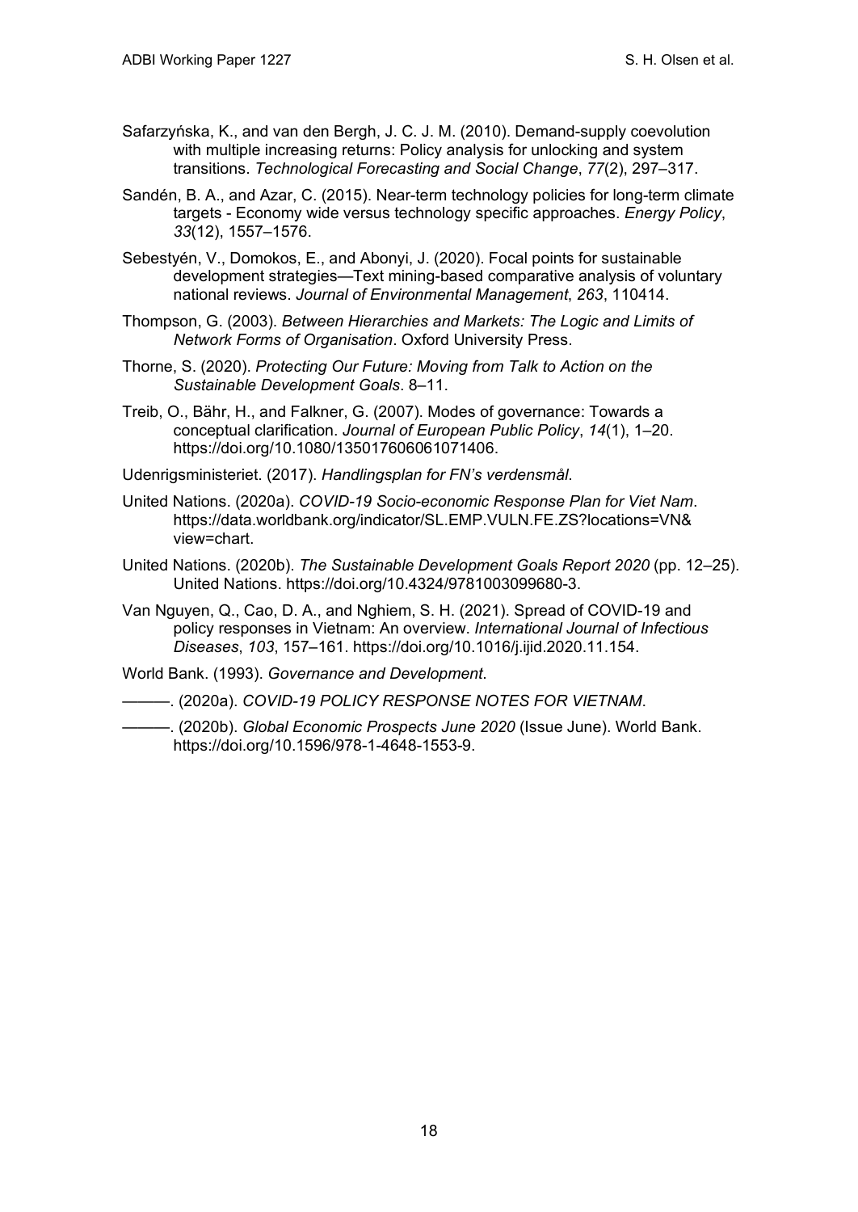Safarzyńska, K., and van den Bergh, J. C. J. M. (2010). Demand-supply coevolution with multiple increasing returns: Policy analysis for unlocking and system transitions. *Technological Forecasting and Social Change*, *77*(2), 297–317.

Sandén, B. A., and Azar, C. (2015). Near-term technology policies for long-term climate targets - Economy wide versus technology specific approaches. *Energy Policy*, *33*(12), 1557–1576.

Sebestyén, V., Domokos, E., and Abonyi, J. (2020). Focal points for sustainable development strategies—Text mining-based comparative analysis of voluntary national reviews. *Journal of Environmental Management*, *263*, 110414.

Thompson, G. (2003). *Between Hierarchies and Markets: The Logic and Limits of Network Forms of Organisation*. Oxford University Press.

Thorne, S. (2020). *Protecting Our Future: Moving from Talk to Action on the Sustainable Development Goals*. 8–11.

Treib, O., Bähr, H., and Falkner, G. (2007). Modes of governance: Towards a conceptual clarification. *Journal of European Public Policy*, *14*(1), 1–20. https://doi.org/10.1080/13501760601071406.

Udenrigsministeriet. (2017). *Handlingsplan for FN's verdensmål*.

United Nations. (2020a). *COVID-19 Socio-economic Response Plan for Viet Nam*. https://data.worldbank.org/indicator/SL.EMP.VULN.FE.ZS?locations=VN&view=chart.

United Nations. (2020b). *The Sustainable Development Goals Report 2020* (pp. 12–25). United Nations. https://doi.org/10.4324/9781003099680-3.

Van Nguyen, Q., Cao, D. A., and Nghiem, S. H. (2021). Spread of COVID-19 and policy responses in Vietnam: An overview. *International Journal of Infectious Diseases*, *103*, 157–161. https://doi.org/10.1016/j.ijid.2020.11.154.

World Bank. (1993). *Governance and Development*.

———. (2020a). *COVID-19 POLICY RESPONSE NOTES FOR VIETNAM*.

———. (2020b). *Global Economic Prospects June 2020* (Issue June). World Bank. https://doi.org/10.1596/978-1-4648-1553-9.